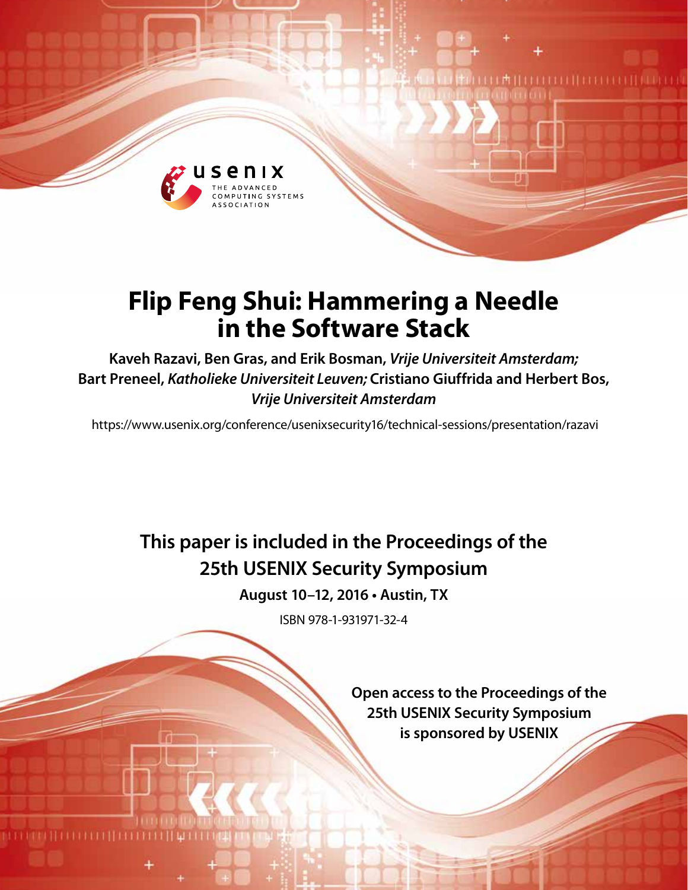# Flip Feng Shui: Hammering a Needle in the Software Stack

**Kaveh Razavi, Ben Gras, and Erik Bosman,** ***Vrije Universiteit Amsterdam;*** **Bart Preneel,** ***Katholieke Universiteit Leuven;*** **Cristiano Giuffrida and Herbert Bos,** ***Vrije Universiteit Amsterdam***

https://www.usenix.org/conference/usenixsecurity16/technical-sessions/presentation/razavi

**This paper is included in the Proceedings of the 25th USENIX Security Symposium**

**August 10–12, 2016 • Austin, TX**

ISBN 978-1-931971-32-4

**Open access to the Proceedings of the 25th USENIX Security Symposium is sponsored by USENIX**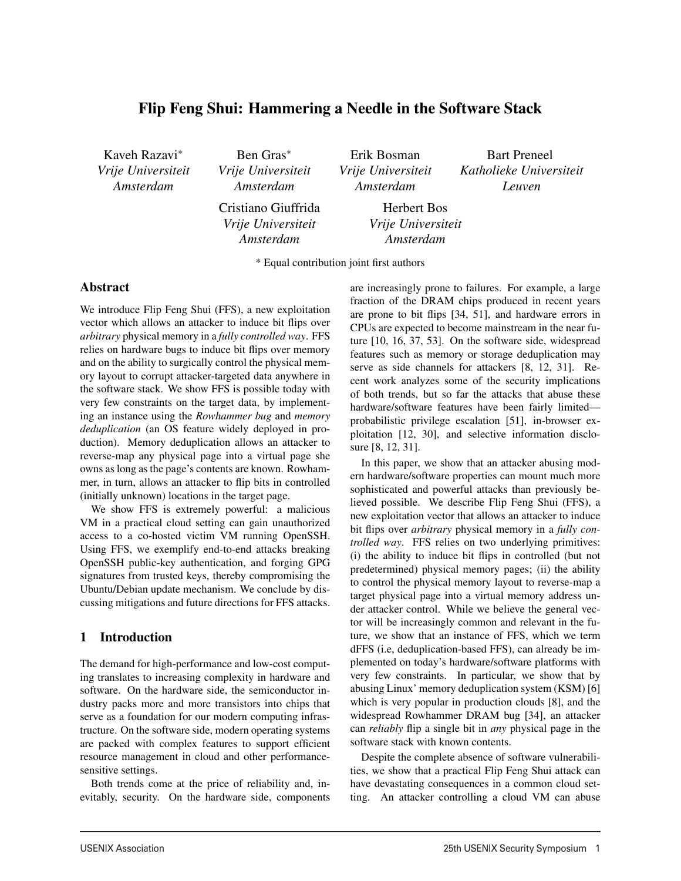# Flip Feng Shui: Hammering a Needle in the Software Stack

Kaveh Razavi*  
*Vrije Universiteit Amsterdam*

Ben Gras*  
*Vrije Universiteit Amsterdam*

Erik Bosman  
*Vrije Universiteit Amsterdam*

Bart Preneel  
*Katholieke Universiteit Leuven*

Cristiano Giuffrida  
*Vrije Universiteit Amsterdam*

Herbert Bos  
*Vrije Universiteit Amsterdam*

\* Equal contribution joint first authors

## Abstract

We introduce Flip Feng Shui (FFS), a new exploitation vector which allows an attacker to induce bit flips over *arbitrary* physical memory in a *fully controlled way*. FFS relies on hardware bugs to induce bit flips over memory and on the ability to surgically control the physical memory layout to corrupt attacker-targeted data anywhere in the software stack. We show FFS is possible today with very few constraints on the target data, by implementing an instance using the *Rowhammer bug* and *memory deduplication* (an OS feature widely deployed in production). Memory deduplication allows an attacker to reverse-map any physical page into a virtual page she owns as long as the page's contents are known. Rowhammer, in turn, allows an attacker to flip bits in controlled (initially unknown) locations in the target page.

We show FFS is extremely powerful: a malicious VM in a practical cloud setting can gain unauthorized access to a co-hosted victim VM running OpenSSH. Using FFS, we exemplify end-to-end attacks breaking OpenSSH public-key authentication, and forging GPG signatures from trusted keys, thereby compromising the Ubuntu/Debian update mechanism. We conclude by discussing mitigations and future directions for FFS attacks.

## 1 Introduction

The demand for high-performance and low-cost computing translates to increasing complexity in hardware and software. On the hardware side, the semiconductor industry packs more and more transistors into chips that serve as a foundation for our modern computing infrastructure. On the software side, modern operating systems are packed with complex features to support efficient resource management in cloud and other performance-sensitive settings.

Both trends come at the price of reliability and, inevitably, security. On the hardware side, components are increasingly prone to failures. For example, a large fraction of the DRAM chips produced in recent years are prone to bit flips [34, 51], and hardware errors in CPUs are expected to become mainstream in the near future [10, 16, 37, 53]. On the software side, widespread features such as memory or storage deduplication may serve as side channels for attackers [8, 12, 31]. Recent work analyzes some of the security implications of both trends, but so far the attacks that abuse these hardware/software features have been fairly limited—probabilistic privilege escalation [51], in-browser exploitation [12, 30], and selective information disclosure [8, 12, 31].

In this paper, we show that an attacker abusing modern hardware/software properties can mount much more sophisticated and powerful attacks than previously believed possible. We describe Flip Feng Shui (FFS), a new exploitation vector that allows an attacker to induce bit flips over *arbitrary* physical memory in a *fully controlled way*. FFS relies on two underlying primitives: (i) the ability to induce bit flips in controlled (but not predetermined) physical memory pages; (ii) the ability to control the physical memory layout to reverse-map a target physical page into a virtual memory address under attacker control. While we believe the general vector will be increasingly common and relevant in the future, we show that an instance of FFS, which we term dFFS (i.e, deduplication-based FFS), can already be implemented on today's hardware/software platforms with very few constraints. In particular, we show that by abusing Linux' memory deduplication system (KSM) [6] which is very popular in production clouds [8], and the widespread Rowhammer DRAM bug [34], an attacker can *reliably* flip a single bit in *any* physical page in the software stack with known contents.

Despite the complete absence of software vulnerabilities, we show that a practical Flip Feng Shui attack can have devastating consequences in a common cloud setting. An attacker controlling a cloud VM can abuse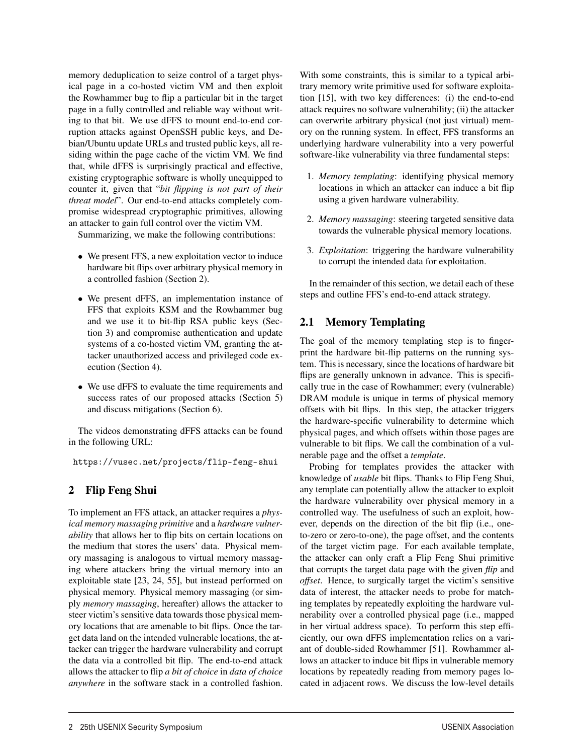memory deduplication to seize control of a target physical page in a co-hosted victim VM and then exploit the Rowhammer bug to flip a particular bit in the target page in a fully controlled and reliable way without writing to that bit. We use dFFS to mount end-to-end corruption attacks against OpenSSH public keys, and Debian/Ubuntu update URLs and trusted public keys, all residing within the page cache of the victim VM. We find that, while dFFS is surprisingly practical and effective, existing cryptographic software is wholly unequipped to counter it, given that "*bit flipping is not part of their threat model*". Our end-to-end attacks completely compromise widespread cryptographic primitives, allowing an attacker to gain full control over the victim VM.

Summarizing, we make the following contributions:

- We present FFS, a new exploitation vector to induce hardware bit flips over arbitrary physical memory in a controlled fashion (Section 2).
- We present dFFS, an implementation instance of FFS that exploits KSM and the Rowhammer bug and we use it to bit-flip RSA public keys (Section 3) and compromise authentication and update systems of a co-hosted victim VM, granting the attacker unauthorized access and privileged code execution (Section 4).
- We use dFFS to evaluate the time requirements and success rates of our proposed attacks (Section 5) and discuss mitigations (Section 6).

The videos demonstrating dFFS attacks can be found in the following URL:

https://vusec.net/projects/flip-feng-shui

## 2 Flip Feng Shui

To implement an FFS attack, an attacker requires a *physical memory massaging primitive* and a *hardware vulnerability* that allows her to flip bits on certain locations on the medium that stores the users' data. Physical memory massaging is analogous to virtual memory massaging where attackers bring the virtual memory into an exploitable state [23, 24, 55], but instead performed on physical memory. Physical memory massaging (or simply *memory massaging*, hereafter) allows the attacker to steer victim's sensitive data towards those physical memory locations that are amenable to bit flips. Once the target data land on the intended vulnerable locations, the attacker can trigger the hardware vulnerability and corrupt the data via a controlled bit flip. The end-to-end attack allows the attacker to flip *a bit of choice* in *data of choice anywhere* in the software stack in a controlled fashion. With some constraints, this is similar to a typical arbitrary memory write primitive used for software exploitation [15], with two key differences: (i) the end-to-end attack requires no software vulnerability; (ii) the attacker can overwrite arbitrary physical (not just virtual) memory on the running system. In effect, FFS transforms an underlying hardware vulnerability into a very powerful software-like vulnerability via three fundamental steps:

1. *Memory templating*: identifying physical memory locations in which an attacker can induce a bit flip using a given hardware vulnerability.
2. *Memory massaging*: steering targeted sensitive data towards the vulnerable physical memory locations.
3. *Exploitation*: triggering the hardware vulnerability to corrupt the intended data for exploitation.

In the remainder of this section, we detail each of these steps and outline FFS's end-to-end attack strategy.

### 2.1 Memory Templating

The goal of the memory templating step is to fingerprint the hardware bit-flip patterns on the running system. This is necessary, since the locations of hardware bit flips are generally unknown in advance. This is specifically true in the case of Rowhammer; every (vulnerable) DRAM module is unique in terms of physical memory offsets with bit flips. In this step, the attacker triggers the hardware-specific vulnerability to determine which physical pages, and which offsets within those pages are vulnerable to bit flips. We call the combination of a vulnerable page and the offset a *template*.

Probing for templates provides the attacker with knowledge of *usable* bit flips. Thanks to Flip Feng Shui, any template can potentially allow the attacker to exploit the hardware vulnerability over physical memory in a controlled way. The usefulness of such an exploit, however, depends on the direction of the bit flip (i.e., one-to-zero or zero-to-one), the page offset, and the contents of the target victim page. For each available template, the attacker can only craft a Flip Feng Shui primitive that corrupts the target data page with the given *flip* and *offset*. Hence, to surgically target the victim's sensitive data of interest, the attacker needs to probe for matching templates by repeatedly exploiting the hardware vulnerability over a controlled physical page (i.e., mapped in her virtual address space). To perform this step efficiently, our own dFFS implementation relies on a variant of double-sided Rowhammer [51]. Rowhammer allows an attacker to induce bit flips in vulnerable memory locations by repeatedly reading from memory pages located in adjacent rows. We discuss the low-level details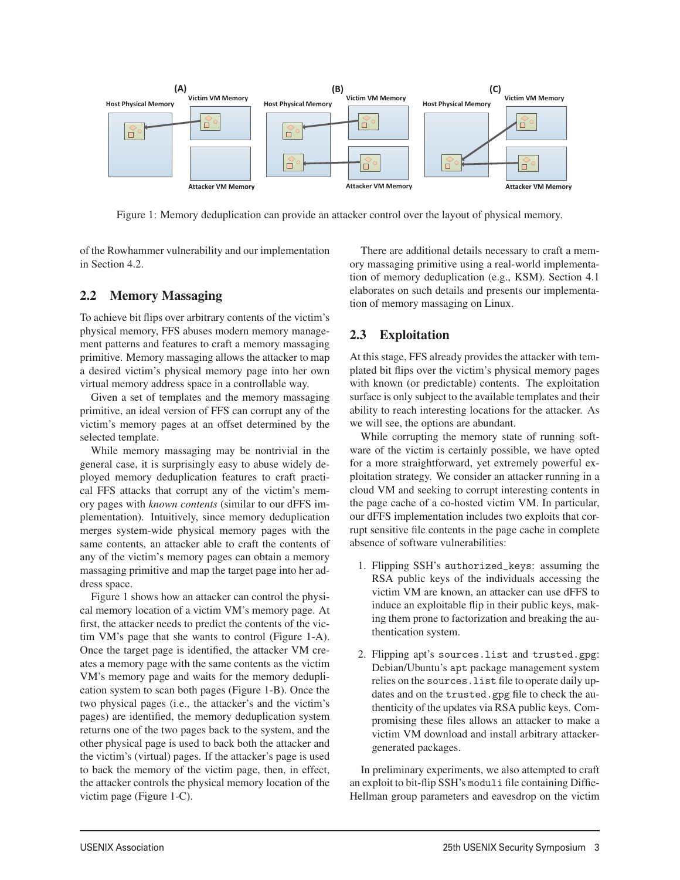Figure 1: Memory deduplication can provide an attacker control over the layout of physical memory.

of the Rowhammer vulnerability and our implementation in Section 4.2.

## 2.2 Memory Massaging

To achieve bit flips over arbitrary contents of the victim's physical memory, FFS abuses modern memory management patterns and features to craft a memory massaging primitive. Memory massaging allows the attacker to map a desired victim's physical memory page into her own virtual memory address space in a controllable way.

Given a set of templates and the memory massaging primitive, an ideal version of FFS can corrupt any of the victim's memory pages at an offset determined by the selected template.

While memory massaging may be nontrivial in the general case, it is surprisingly easy to abuse widely deployed memory deduplication features to craft practical FFS attacks that corrupt any of the victim's memory pages with *known contents* (similar to our dFFS implementation). Intuitively, since memory deduplication merges system-wide physical memory pages with the same contents, an attacker able to craft the contents of any of the victim's memory pages can obtain a memory massaging primitive and map the target page into her address space.

Figure 1 shows how an attacker can control the physical memory location of a victim VM's memory page. At first, the attacker needs to predict the contents of the victim VM's page that she wants to control (Figure 1-A). Once the target page is identified, the attacker VM creates a memory page with the same contents as the victim VM's memory page and waits for the memory deduplication system to scan both pages (Figure 1-B). Once the two physical pages (i.e., the attacker's and the victim's pages) are identified, the memory deduplication system returns one of the two pages back to the system, and the other physical page is used to back both the attacker and the victim's (virtual) pages. If the attacker's page is used to back the memory of the victim page, then, in effect, the attacker controls the physical memory location of the victim page (Figure 1-C).

There are additional details necessary to craft a memory massaging primitive using a real-world implementation of memory deduplication (e.g., KSM). Section 4.1 elaborates on such details and presents our implementation of memory massaging on Linux.

## 2.3 Exploitation

At this stage, FFS already provides the attacker with templated bit flips over the victim's physical memory pages with known (or predictable) contents. The exploitation surface is only subject to the available templates and their ability to reach interesting locations for the attacker. As we will see, the options are abundant.

While corrupting the memory state of running software of the victim is certainly possible, we have opted for a more straightforward, yet extremely powerful exploitation strategy. We consider an attacker running in a cloud VM and seeking to corrupt interesting contents in the page cache of a co-hosted victim VM. In particular, our dFFS implementation includes two exploits that corrupt sensitive file contents in the page cache in complete absence of software vulnerabilities:

1. Flipping SSH's `authorized_keys`: assuming the RSA public keys of the individuals accessing the victim VM are known, an attacker can use dFFS to induce an exploitable flip in their public keys, making them prone to factorization and breaking the authentication system.

2. Flipping apt's `sources.list` and `trusted.gpg`: Debian/Ubuntu's `apt` package management system relies on the `sources.list` file to operate daily updates and on the `trusted.gpg` file to check the authenticity of the updates via RSA public keys. Compromising these files allows an attacker to make a victim VM download and install arbitrary attacker-generated packages.

In preliminary experiments, we also attempted to craft an exploit to bit-flip SSH's `moduli` file containing Diffie-Hellman group parameters and eavesdrop on the victim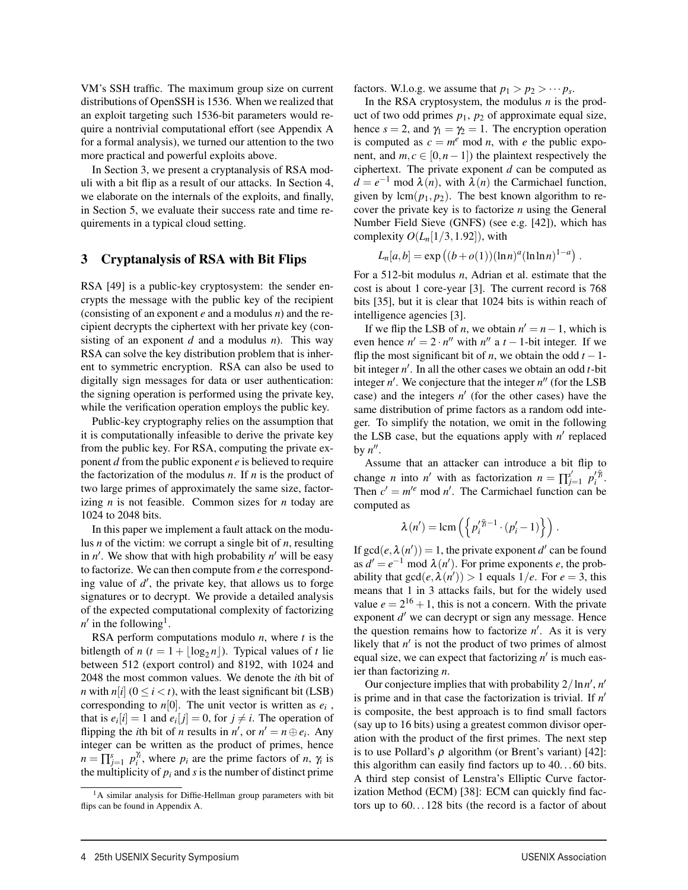VM's SSH traffic. The maximum group size on current distributions of OpenSSH is 1536. When we realized that an exploit targeting such 1536-bit parameters would require a nontrivial computational effort (see Appendix A for a formal analysis), we turned our attention to the two more practical and powerful exploits above.

In Section 3, we present a cryptanalysis of RSA moduli with a bit flip as a result of our attacks. In Section 4, we elaborate on the internals of the exploits, and finally, in Section 5, we evaluate their success rate and time requirements in a typical cloud setting.

## 3 Cryptanalysis of RSA with Bit Flips

RSA [49] is a public-key cryptosystem: the sender encrypts the message with the public key of the recipient (consisting of an exponent $e$ and a modulus $n$) and the recipient decrypts the ciphertext with her private key (consisting of an exponent $d$ and a modulus $n$). This way RSA can solve the key distribution problem that is inherent to symmetric encryption. RSA can also be used to digitally sign messages for data or user authentication: the signing operation is performed using the private key, while the verification operation employs the public key.

Public-key cryptography relies on the assumption that it is computationally infeasible to derive the private key from the public key. For RSA, computing the private exponent $d$ from the public exponent $e$ is believed to require the factorization of the modulus $n$. If $n$ is the product of two large primes of approximately the same size, factorizing $n$ is not feasible. Common sizes for $n$ today are 1024 to 2048 bits.

In this paper we implement a fault attack on the modulus $n$ of the victim: we corrupt a single bit of $n$, resulting in $n'$. We show that with high probability $n'$ will be easy to factorize. We can then compute from $e$ the corresponding value of $d'$, the private key, that allows us to forge signatures or to decrypt. We provide a detailed analysis of the expected computational complexity of factorizing $n'$ in the following[1].

RSA perform computations modulo $n$, where $t$ is the bitlength of $n$ ($t = 1 + \lfloor \log_2 n \rfloor$). Typical values of $t$ lie between 512 (export control) and 8192, with 1024 and 2048 the most common values. We denote the $i$th bit of $n$ with $n[i]$ ($0 \le i < t$), with the least significant bit (LSB) corresponding to $n[0]$. The unit vector is written as $e_i$, that is $e_i[i] = 1$ and $e_i[j] = 0$, for $j \neq i$. The operation of flipping the $i$th bit of $n$ results in $n'$, or $n' = n \oplus e_i$. Any integer can be written as the product of primes, hence $n = \prod_{j=1}^{s} p_i^{\gamma_i}$, where $p_i$ are the prime factors of $n$, $\gamma_i$ is the multiplicity of $p_i$ and $s$ is the number of distinct prime factors. W.l.o.g. we assume that $p_1 > p_2 > \cdots p_s$.

In the RSA cryptosystem, the modulus $n$ is the product of two odd primes $p_1$, $p_2$ of approximate equal size, hence $s = 2$, and $\gamma_1 = \gamma_2 = 1$. The encryption operation is computed as $c = m^e \bmod n$, with $e$ the public exponent, and $m, c \in [0, n-1]$) the plaintext respectively the ciphertext. The private exponent $d$ can be computed as $d = e^{-1} \bmod \lambda(n)$, with $\lambda(n)$ the Carmichael function, given by $\mathrm{lcm}(p_1, p_2)$. The best known algorithm to recover the private key is to factorize $n$ using the General Number Field Sieve (GNFS) (see e.g. [42]), which has complexity $O(L_n[1/3, 1.92])$, with

$$L_n[a,b] = \exp\left((b+o(1))(\ln n)^a (\ln \ln n)^{1-a}\right) .$$

For a 512-bit modulus $n$, Adrian et al. estimate that the cost is about 1 core-year [3]. The current record is 768 bits [35], but it is clear that 1024 bits is within reach of intelligence agencies [3].

If we flip the LSB of $n$, we obtain $n' = n - 1$, which is even hence $n' = 2 \cdot n''$ with $n''$ a $t-1$-bit integer. If we flip the most significant bit of $n$, we obtain the odd $t-1$-bit integer $n'$. In all the other cases we obtain an odd $t$-bit integer $n'$. We conjecture that the integer $n''$ (for the LSB case) and the integers $n'$ (for the other cases) have the same distribution of prime factors as a random odd integer. To simplify the notation, we omit in the following the LSB case, but the equations apply with $n'$ replaced by $n''$.

Assume that an attacker can introduce a bit flip to change $n$ into $n'$ with as factorization $n = \prod_{j=1}^{s'} p_i'^{\tilde{\gamma}_i}$. Then $c' = m'^e \bmod n'$. The Carmichael function can be computed as

$$\lambda(n') = \mathrm{lcm}\left(\left\{ p_i'^{\tilde{\gamma}_i - 1} \cdot (p_i' - 1) \right\}\right) .$$

If $\gcd(e, \lambda(n')) = 1$, the private exponent $d'$ can be found as $d' = e^{-1} \bmod \lambda(n')$. For prime exponents $e$, the probability that $\gcd(e, \lambda(n')) > 1$ equals $1/e$. For $e = 3$, this means that 1 in 3 attacks fails, but for the widely used value $e = 2^{16} + 1$, this is not a concern. With the private exponent $d'$ we can decrypt or sign any message. Hence the question remains how to factorize $n'$. As it is very likely that $n'$ is not the product of two primes of almost equal size, we can expect that factorizing $n'$ is much easier than factorizing $n$.

Our conjecture implies that with probability $2/\ln n'$, $n'$ is prime and in that case the factorization is trivial. If $n'$ is composite, the best approach is to find small factors (say up to 16 bits) using a greatest common divisor operation with the product of the first primes. The next step is to use Pollard's $\rho$ algorithm (or Brent's variant) [42]: this algorithm can easily find factors up to 40…60 bits. A third step consist of Lenstra's Elliptic Curve factorization Method (ECM) [38]: ECM can quickly find factors up to 60…128 bits (the record is a factor of about

[1] A similar analysis for Diffie-Hellman group parameters with bit flips can be found in Appendix A.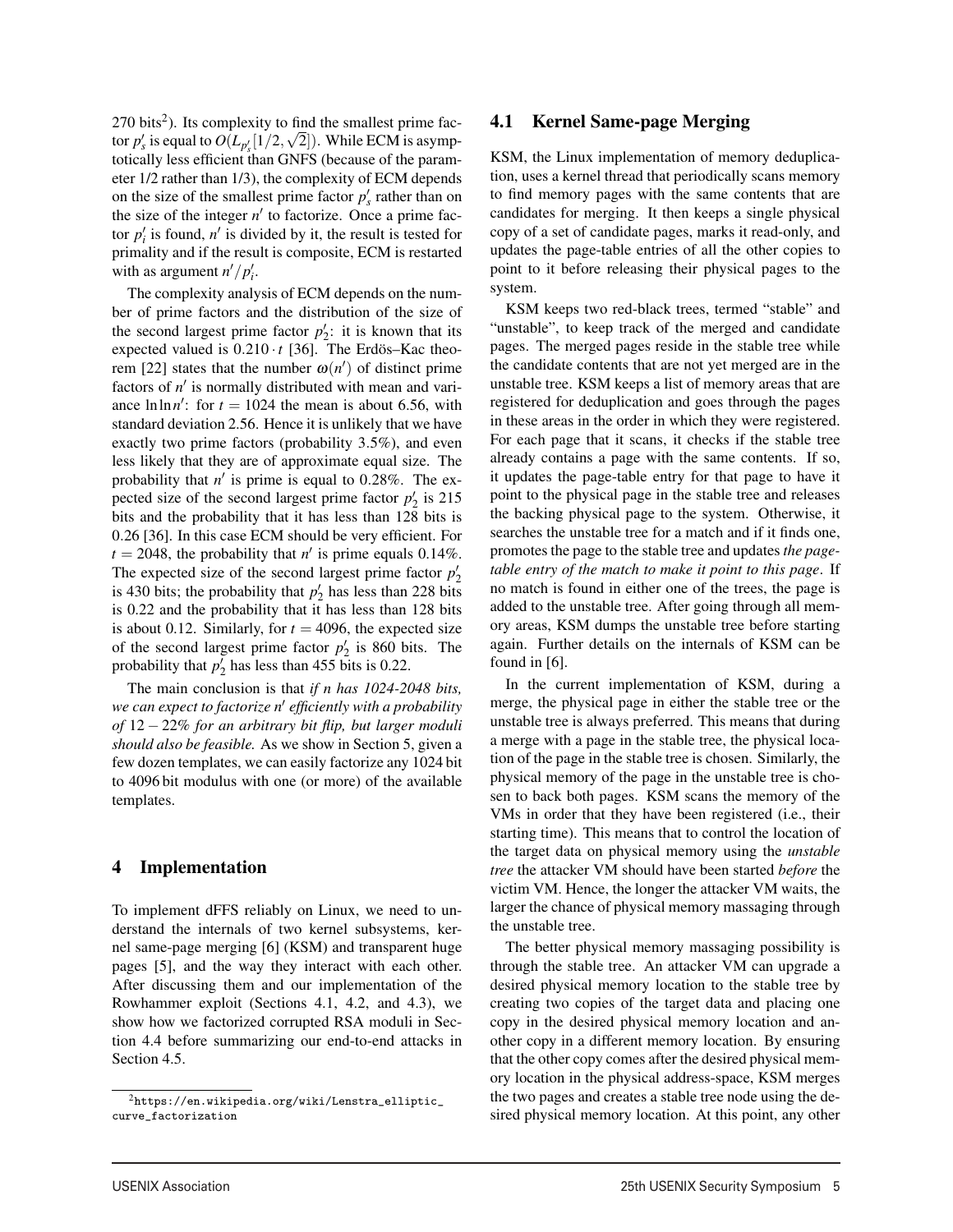270 bits[2]). Its complexity to find the smallest prime factor $p'_s$ is equal to $O(L_{p'_s}[1/2, \sqrt{2}])$. While ECM is asymptotically less efficient than GNFS (because of the parameter 1/2 rather than 1/3), the complexity of ECM depends on the size of the smallest prime factor $p'_s$ rather than on the size of the integer $n'$ to factorize. Once a prime factor $p'_i$ is found, $n'$ is divided by it, the result is tested for primality and if the result is composite, ECM is restarted with as argument $n'/p'_i$.

The complexity analysis of ECM depends on the number of prime factors and the distribution of the size of the second largest prime factor $p'_2$: it is known that its expected valued is $0.210 \cdot t$ [36]. The Erdös–Kac theorem [22] states that the number $\omega(n')$ of distinct prime factors of $n'$ is normally distributed with mean and variance $\ln \ln n'$: for $t = 1024$ the mean is about 6.56, with standard deviation 2.56. Hence it is unlikely that we have exactly two prime factors (probability 3.5%), and even less likely that they are of approximate equal size. The probability that $n'$ is prime is equal to 0.28%. The expected size of the second largest prime factor $p'_2$ is 215 bits and the probability that it has less than 128 bits is 0.26 [36]. In this case ECM should be very efficient. For $t = 2048$, the probability that $n'$ is prime equals 0.14%. The expected size of the second largest prime factor $p'_2$ is 430 bits; the probability that $p'_2$ has less than 228 bits is 0.22 and the probability that it has less than 128 bits is about 0.12. Similarly, for $t = 4096$, the expected size of the second largest prime factor $p'_2$ is 860 bits. The probability that $p'_2$ has less than 455 bits is 0.22.

The main conclusion is that *if n has 1024-2048 bits, we can expect to factorize $n'$ efficiently with a probability of $12-22\%$ for an arbitrary bit flip, but larger moduli should also be feasible.* As we show in Section 5, given a few dozen templates, we can easily factorize any 1024 bit to 4096 bit modulus with one (or more) of the available templates.

# 4 Implementation

To implement dFFS reliably on Linux, we need to understand the internals of two kernel subsystems, kernel same-page merging [6] (KSM) and transparent huge pages [5], and the way they interact with each other. After discussing them and our implementation of the Rowhammer exploit (Sections 4.1, 4.2, and 4.3), we show how we factorized corrupted RSA moduli in Section 4.4 before summarizing our end-to-end attacks in Section 4.5.

[2] https://en.wikipedia.org/wiki/Lenstra_elliptic_curve_factorization

## 4.1 Kernel Same-page Merging

KSM, the Linux implementation of memory deduplication, uses a kernel thread that periodically scans memory to find memory pages with the same contents that are candidates for merging. It then keeps a single physical copy of a set of candidate pages, marks it read-only, and updates the page-table entries of all the other copies to point to it before releasing their physical pages to the system.

KSM keeps two red-black trees, termed "stable" and "unstable", to keep track of the merged and candidate pages. The merged pages reside in the stable tree while the candidate contents that are not yet merged are in the unstable tree. KSM keeps a list of memory areas that are registered for deduplication and goes through the pages in these areas in the order in which they were registered. For each page that it scans, it checks if the stable tree already contains a page with the same contents. If so, it updates the page-table entry for that page to have it point to the physical page in the stable tree and releases the backing physical page to the system. Otherwise, it searches the unstable tree for a match and if it finds one, promotes the page to the stable tree and updates *the page-table entry of the match to make it point to this page*. If no match is found in either one of the trees, the page is added to the unstable tree. After going through all memory areas, KSM dumps the unstable tree before starting again. Further details on the internals of KSM can be found in [6].

In the current implementation of KSM, during a merge, the physical page in either the stable tree or the unstable tree is always preferred. This means that during a merge with a page in the stable tree, the physical location of the page in the stable tree is chosen. Similarly, the physical memory of the page in the unstable tree is chosen to back both pages. KSM scans the memory of the VMs in order that they have been registered (i.e., their starting time). This means that to control the location of the target data on physical memory using the *unstable tree* the attacker VM should have been started *before* the victim VM. Hence, the longer the attacker VM waits, the larger the chance of physical memory massaging through the unstable tree.

The better physical memory massaging possibility is through the stable tree. An attacker VM can upgrade a desired physical memory location to the stable tree by creating two copies of the target data and placing one copy in the desired physical memory location and another copy in a different memory location. By ensuring that the other copy comes after the desired physical memory location in the physical address-space, KSM merges the two pages and creates a stable tree node using the desired physical memory location. At this point, any other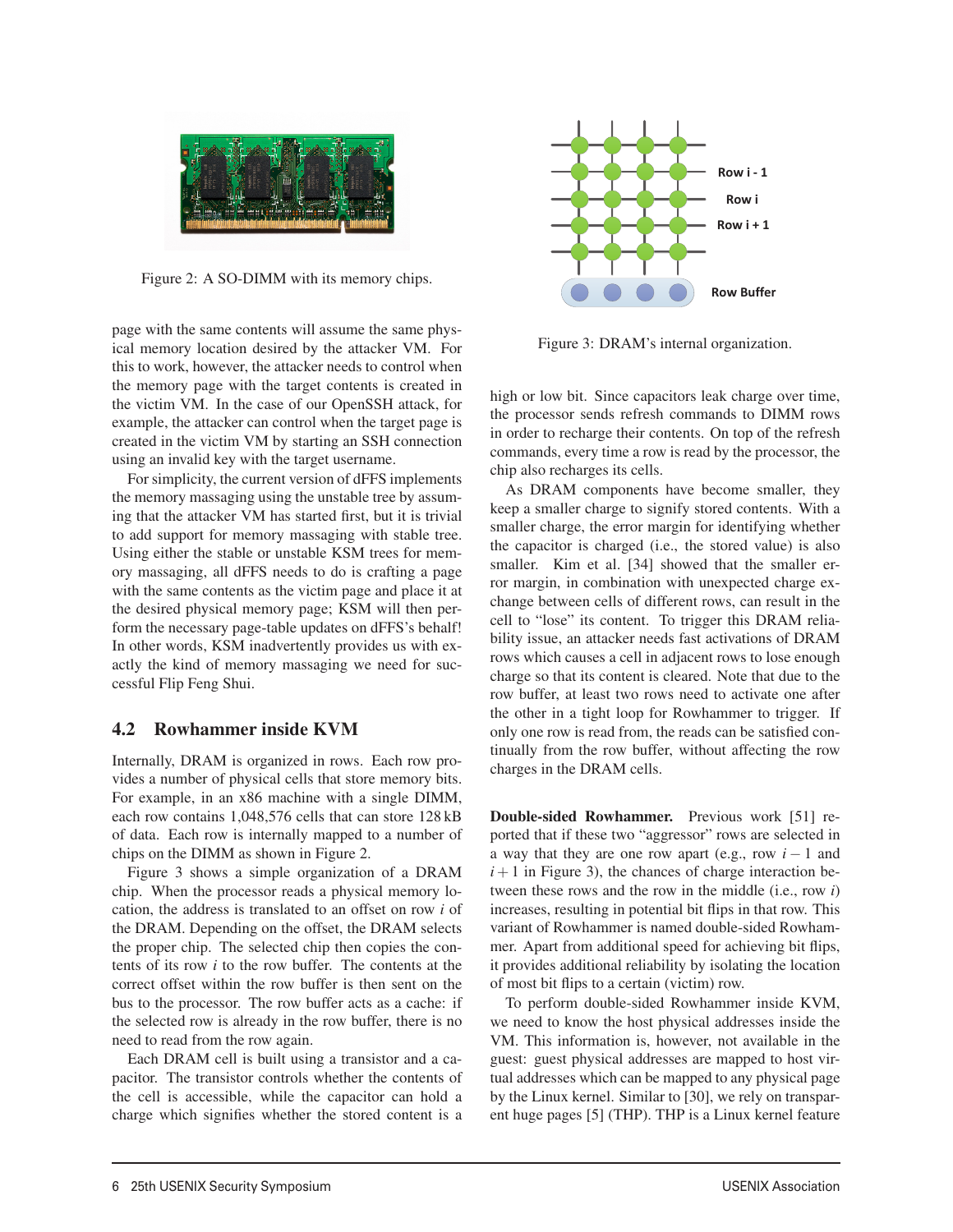Figure 2: A SO-DIMM with its memory chips.

page with the same contents will assume the same physical memory location desired by the attacker VM. For this to work, however, the attacker needs to control when the memory page with the target contents is created in the victim VM. In the case of our OpenSSH attack, for example, the attacker can control when the target page is created in the victim VM by starting an SSH connection using an invalid key with the target username.

For simplicity, the current version of dFFS implements the memory massaging using the unstable tree by assuming that the attacker VM has started first, but it is trivial to add support for memory massaging with stable tree. Using either the stable or unstable KSM trees for memory massaging, all dFFS needs to do is crafting a page with the same contents as the victim page and place it at the desired physical memory page; KSM will then perform the necessary page-table updates on dFFS's behalf! In other words, KSM inadvertently provides us with exactly the kind of memory massaging we need for successful Flip Feng Shui.

## 4.2 Rowhammer inside KVM

Internally, DRAM is organized in rows. Each row provides a number of physical cells that store memory bits. For example, in an x86 machine with a single DIMM, each row contains 1,048,576 cells that can store 128 kB of data. Each row is internally mapped to a number of chips on the DIMM as shown in Figure 2.

Figure 3 shows a simple organization of a DRAM chip. When the processor reads a physical memory location, the address is translated to an offset on row $i$ of the DRAM. Depending on the offset, the DRAM selects the proper chip. The selected chip then copies the contents of its row $i$ to the row buffer. The contents at the correct offset within the row buffer is then sent on the bus to the processor. The row buffer acts as a cache: if the selected row is already in the row buffer, there is no need to read from the row again.

Each DRAM cell is built using a transistor and a capacitor. The transistor controls whether the contents of the cell is accessible, while the capacitor can hold a charge which signifies whether the stored content is a high or low bit. Since capacitors leak charge over time, the processor sends refresh commands to DIMM rows in order to recharge their contents. On top of the refresh commands, every time a row is read by the processor, the chip also recharges its cells.

Row i - 1
Row i
Row i + 1
Row Buffer

Figure 3: DRAM's internal organization.

As DRAM components have become smaller, they keep a smaller charge to signify stored contents. With a smaller charge, the error margin for identifying whether the capacitor is charged (i.e., the stored value) is also smaller. Kim et al. [34] showed that the smaller error margin, in combination with unexpected charge exchange between cells of different rows, can result in the cell to "lose" its content. To trigger this DRAM reliability issue, an attacker needs fast activations of DRAM rows which causes a cell in adjacent rows to lose enough charge so that its content is cleared. Note that due to the row buffer, at least two rows need to activate one after the other in a tight loop for Rowhammer to trigger. If only one row is read from, the reads can be satisfied continually from the row buffer, without affecting the row charges in the DRAM cells.

**Double-sided Rowhammer.** Previous work [51] reported that if these two "aggressor" rows are selected in a way that they are one row apart (e.g., row $i-1$ and $i+1$ in Figure 3), the chances of charge interaction between these rows and the row in the middle (i.e., row $i$) increases, resulting in potential bit flips in that row. This variant of Rowhammer is named double-sided Rowhammer. Apart from additional speed for achieving bit flips, it provides additional reliability by isolating the location of most bit flips to a certain (victim) row.

To perform double-sided Rowhammer inside KVM, we need to know the host physical addresses inside the VM. This information is, however, not available in the guest: guest physical addresses are mapped to host virtual addresses which can be mapped to any physical page by the Linux kernel. Similar to [30], we rely on transparent huge pages [5] (THP). THP is a Linux kernel feature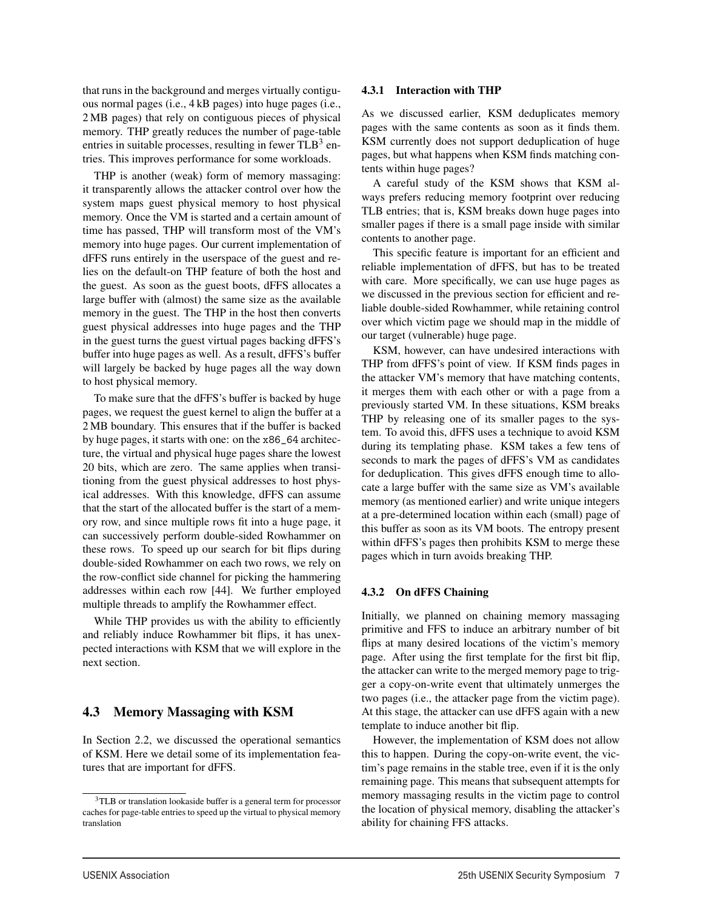that runs in the background and merges virtually contiguous normal pages (i.e., 4 kB pages) into huge pages (i.e., 2 MB pages) that rely on contiguous pieces of physical memory. THP greatly reduces the number of page-table entries in suitable processes, resulting in fewer TLB[3] entries. This improves performance for some workloads.

THP is another (weak) form of memory massaging: it transparently allows the attacker control over how the system maps guest physical memory to host physical memory. Once the VM is started and a certain amount of time has passed, THP will transform most of the VM's memory into huge pages. Our current implementation of dFFS runs entirely in the userspace of the guest and relies on the default-on THP feature of both the host and the guest. As soon as the guest boots, dFFS allocates a large buffer with (almost) the same size as the available memory in the guest. The THP in the host then converts guest physical addresses into huge pages and the THP in the guest turns the guest virtual pages backing dFFS's buffer into huge pages as well. As a result, dFFS's buffer will largely be backed by huge pages all the way down to host physical memory.

To make sure that the dFFS's buffer is backed by huge pages, we request the guest kernel to align the buffer at a 2 MB boundary. This ensures that if the buffer is backed by huge pages, it starts with one: on the `x86_64` architecture, the virtual and physical huge pages share the lowest 20 bits, which are zero. The same applies when transitioning from the guest physical addresses to host physical addresses. With this knowledge, dFFS can assume that the start of the allocated buffer is the start of a memory row, and since multiple rows fit into a huge page, it can successively perform double-sided Rowhammer on these rows. To speed up our search for bit flips during double-sided Rowhammer on each two rows, we rely on the row-conflict side channel for picking the hammering addresses within each row [44]. We further employed multiple threads to amplify the Rowhammer effect.

While THP provides us with the ability to efficiently and reliably induce Rowhammer bit flips, it has unexpected interactions with KSM that we will explore in the next section.

## 4.3 Memory Massaging with KSM

In Section 2.2, we discussed the operational semantics of KSM. Here we detail some of its implementation features that are important for dFFS.

### 4.3.1 Interaction with THP

As we discussed earlier, KSM deduplicates memory pages with the same contents as soon as it finds them. KSM currently does not support deduplication of huge pages, but what happens when KSM finds matching contents within huge pages?

A careful study of the KSM shows that KSM always prefers reducing memory footprint over reducing TLB entries; that is, KSM breaks down huge pages into smaller pages if there is a small page inside with similar contents to another page.

This specific feature is important for an efficient and reliable implementation of dFFS, but has to be treated with care. More specifically, we can use huge pages as we discussed in the previous section for efficient and reliable double-sided Rowhammer, while retaining control over which victim page we should map in the middle of our target (vulnerable) huge page.

KSM, however, can have undesired interactions with THP from dFFS's point of view. If KSM finds pages in the attacker VM's memory that have matching contents, it merges them with each other or with a page from a previously started VM. In these situations, KSM breaks THP by releasing one of its smaller pages to the system. To avoid this, dFFS uses a technique to avoid KSM during its templating phase. KSM takes a few tens of seconds to mark the pages of dFFS's VM as candidates for deduplication. This gives dFFS enough time to allocate a large buffer with the same size as VM's available memory (as mentioned earlier) and write unique integers at a pre-determined location within each (small) page of this buffer as soon as its VM boots. The entropy present within dFFS's pages then prohibits KSM to merge these pages which in turn avoids breaking THP.

### 4.3.2 On dFFS Chaining

Initially, we planned on chaining memory massaging primitive and FFS to induce an arbitrary number of bit flips at many desired locations of the victim's memory page. After using the first template for the first bit flip, the attacker can write to the merged memory page to trigger a copy-on-write event that ultimately unmerges the two pages (i.e., the attacker page from the victim page). At this stage, the attacker can use dFFS again with a new template to induce another bit flip.

However, the implementation of KSM does not allow this to happen. During the copy-on-write event, the victim's page remains in the stable tree, even if it is the only remaining page. This means that subsequent attempts for memory massaging results in the victim page to control the location of physical memory, disabling the attacker's ability for chaining FFS attacks.

[3]TLB or translation lookaside buffer is a general term for processor caches for page-table entries to speed up the virtual to physical memory translation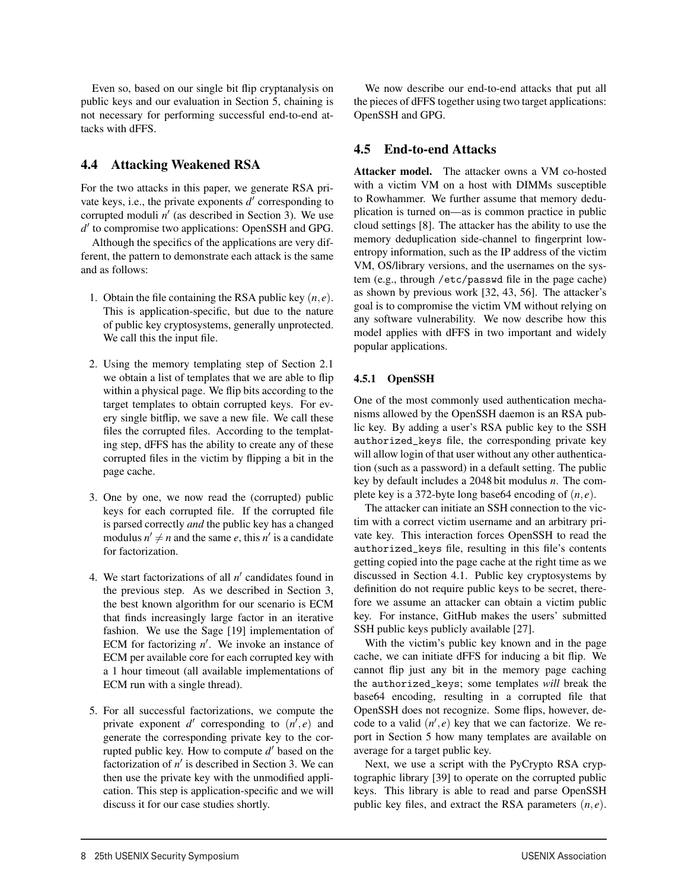Even so, based on our single bit flip cryptanalysis on public keys and our evaluation in Section 5, chaining is not necessary for performing successful end-to-end attacks with dFFS.

## 4.4 Attacking Weakened RSA

For the two attacks in this paper, we generate RSA private keys, i.e., the private exponents $d'$ corresponding to corrupted moduli $n'$ (as described in Section 3). We use $d'$ to compromise two applications: OpenSSH and GPG.

Although the specifics of the applications are very different, the pattern to demonstrate each attack is the same and as follows:

1. Obtain the file containing the RSA public key $(n, e)$. This is application-specific, but due to the nature of public key cryptosystems, generally unprotected. We call this the input file.

2. Using the memory templating step of Section 2.1 we obtain a list of templates that we are able to flip within a physical page. We flip bits according to the target templates to obtain corrupted keys. For every single bitflip, we save a new file. We call these files the corrupted files. According to the templating step, dFFS has the ability to create any of these corrupted files in the victim by flipping a bit in the page cache.

3. One by one, we now read the (corrupted) public keys for each corrupted file. If the corrupted file is parsed correctly *and* the public key has a changed modulus $n' \neq n$ and the same $e$, this $n'$ is a candidate for factorization.

4. We start factorizations of all $n'$ candidates found in the previous step. As we described in Section 3, the best known algorithm for our scenario is ECM that finds increasingly large factor in an iterative fashion. We use the Sage [19] implementation of ECM for factorizing $n'$. We invoke an instance of ECM per available core for each corrupted key with a 1 hour timeout (all available implementations of ECM run with a single thread).

5. For all successful factorizations, we compute the private exponent $d'$ corresponding to $(n', e)$ and generate the corresponding private key to the corrupted public key. How to compute $d'$ based on the factorization of $n'$ is described in Section 3. We can then use the private key with the unmodified application. This step is application-specific and we will discuss it for our case studies shortly.

We now describe our end-to-end attacks that put all the pieces of dFFS together using two target applications: OpenSSH and GPG.

## 4.5 End-to-end Attacks

**Attacker model.** The attacker owns a VM co-hosted with a victim VM on a host with DIMMs susceptible to Rowhammer. We further assume that memory deduplication is turned on—as is common practice in public cloud settings [8]. The attacker has the ability to use the memory deduplication side-channel to fingerprint low-entropy information, such as the IP address of the victim VM, OS/library versions, and the usernames on the system (e.g., through `/etc/passwd` file in the page cache) as shown by previous work [32, 43, 56]. The attacker's goal is to compromise the victim VM without relying on any software vulnerability. We now describe how this model applies with dFFS in two important and widely popular applications.

### 4.5.1 OpenSSH

One of the most commonly used authentication mechanisms allowed by the OpenSSH daemon is an RSA public key. By adding a user's RSA public key to the SSH `authorized_keys` file, the corresponding private key will allow login of that user without any other authentication (such as a password) in a default setting. The public key by default includes a 2048 bit modulus $n$. The complete key is a 372-byte long base64 encoding of $(n, e)$.

The attacker can initiate an SSH connection to the victim with a correct victim username and an arbitrary private key. This interaction forces OpenSSH to read the `authorized_keys` file, resulting in this file's contents getting copied into the page cache at the right time as we discussed in Section 4.1. Public key cryptosystems by definition do not require public keys to be secret, therefore we assume an attacker can obtain a victim public key. For instance, GitHub makes the users' submitted SSH public keys publicly available [27].

With the victim's public key known and in the page cache, we can initiate dFFS for inducing a bit flip. We cannot flip just any bit in the memory page caching the `authorized_keys`; some templates *will* break the base64 encoding, resulting in a corrupted file that OpenSSH does not recognize. Some flips, however, decode to a valid $(n', e)$ key that we can factorize. We report in Section 5 how many templates are available on average for a target public key.

Next, we use a script with the PyCrypto RSA cryptographic library [39] to operate on the corrupted public keys. This library is able to read and parse OpenSSH public key files, and extract the RSA parameters $(n, e)$.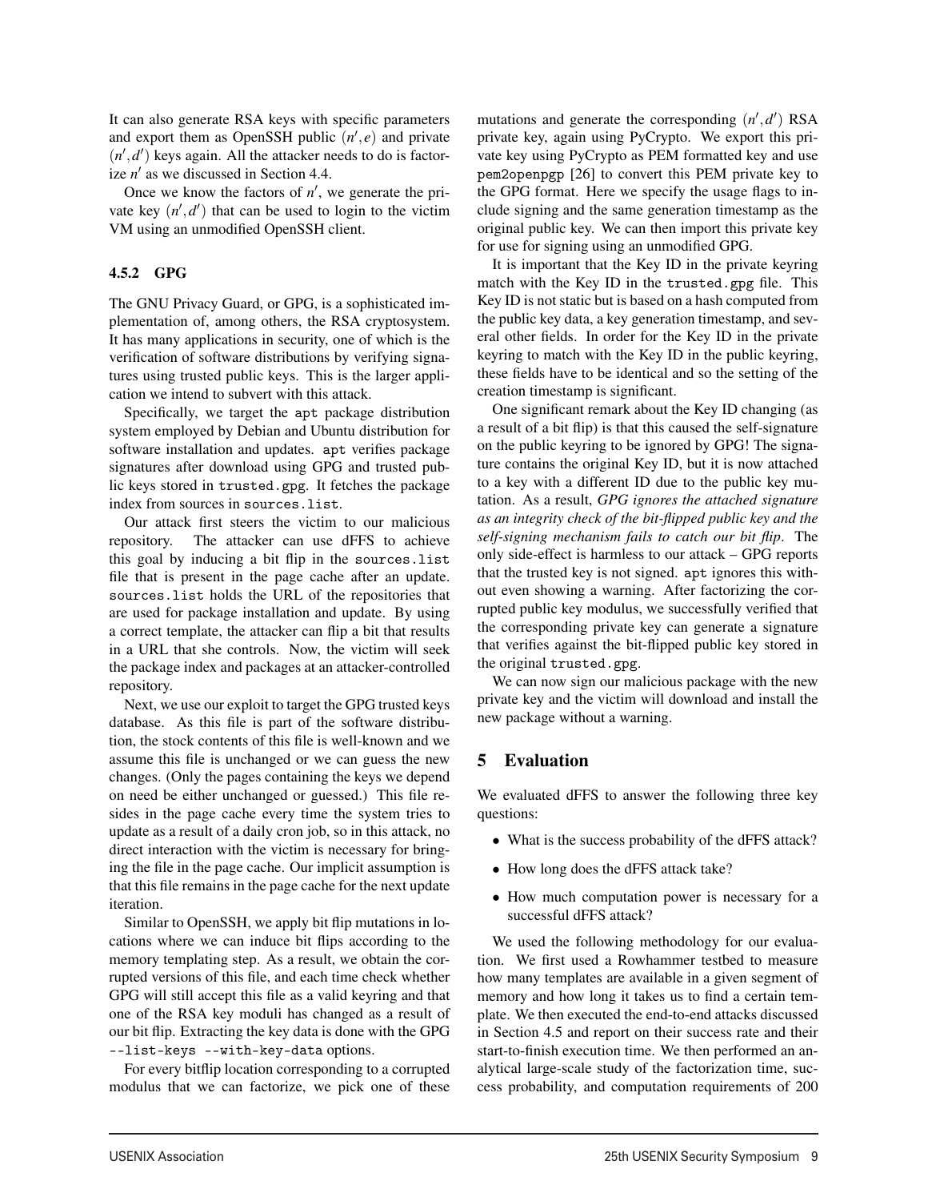It can also generate RSA keys with specific parameters and export them as OpenSSH public $(n', e)$ and private $(n', d')$ keys again. All the attacker needs to do is factorize $n'$ as we discussed in Section 4.4.

Once we know the factors of $n'$, we generate the private key $(n', d')$ that can be used to login to the victim VM using an unmodified OpenSSH client.

#### 4.5.2 GPG

The GNU Privacy Guard, or GPG, is a sophisticated implementation of, among others, the RSA cryptosystem. It has many applications in security, one of which is the verification of software distributions by verifying signatures using trusted public keys. This is the larger application we intend to subvert with this attack.

Specifically, we target the `apt` package distribution system employed by Debian and Ubuntu distribution for software installation and updates. `apt` verifies package signatures after download using GPG and trusted public keys stored in `trusted.gpg`. It fetches the package index from sources in `sources.list`.

Our attack first steers the victim to our malicious repository. The attacker can use dFFS to achieve this goal by inducing a bit flip in the `sources.list` file that is present in the page cache after an update. `sources.list` holds the URL of the repositories that are used for package installation and update. By using a correct template, the attacker can flip a bit that results in a URL that she controls. Now, the victim will seek the package index and packages at an attacker-controlled repository.

Next, we use our exploit to target the GPG trusted keys database. As this file is part of the software distribution, the stock contents of this file is well-known and we assume this file is unchanged or we can guess the new changes. (Only the pages containing the keys we depend on need be either unchanged or guessed.) This file resides in the page cache every time the system tries to update as a result of a daily cron job, so in this attack, no direct interaction with the victim is necessary for bringing the file in the page cache. Our implicit assumption is that this file remains in the page cache for the next update iteration.

Similar to OpenSSH, we apply bit flip mutations in locations where we can induce bit flips according to the memory templating step. As a result, we obtain the corrupted versions of this file, and each time check whether GPG will still accept this file as a valid keyring and that one of the RSA key moduli has changed as a result of our bit flip. Extracting the key data is done with the GPG `--list-keys --with-key-data` options.

For every bitflip location corresponding to a corrupted modulus that we can factorize, we pick one of these mutations and generate the corresponding $(n', d')$ RSA private key, again using PyCrypto. We export this private key using PyCrypto as PEM formatted key and use `pem2openpgp` [26] to convert this PEM private key to the GPG format. Here we specify the usage flags to include signing and the same generation timestamp as the original public key. We can then import this private key for use for signing using an unmodified GPG.

It is important that the Key ID in the private keyring match with the Key ID in the `trusted.gpg` file. This Key ID is not static but is based on a hash computed from the public key data, a key generation timestamp, and several other fields. In order for the Key ID in the private keyring to match with the Key ID in the public keyring, these fields have to be identical and so the setting of the creation timestamp is significant.

One significant remark about the Key ID changing (as a result of a bit flip) is that this caused the self-signature on the public keyring to be ignored by GPG! The signature contains the original Key ID, but it is now attached to a key with a different ID due to the public key mutation. As a result, *GPG ignores the attached signature as an integrity check of the bit-flipped public key and the self-signing mechanism fails to catch our bit flip*. The only side-effect is harmless to our attack – GPG reports that the trusted key is not signed. `apt` ignores this without even showing a warning. After factorizing the corrupted public key modulus, we successfully verified that the corresponding private key can generate a signature that verifies against the bit-flipped public key stored in the original `trusted.gpg`.

We can now sign our malicious package with the new private key and the victim will download and install the new package without a warning.

## 5 Evaluation

We evaluated dFFS to answer the following three key questions:

- What is the success probability of the dFFS attack?
- How long does the dFFS attack take?
- How much computation power is necessary for a successful dFFS attack?

We used the following methodology for our evaluation. We first used a Rowhammer testbed to measure how many templates are available in a given segment of memory and how long it takes us to find a certain template. We then executed the end-to-end attacks discussed in Section 4.5 and report on their success rate and their start-to-finish execution time. We then performed an analytical large-scale study of the factorization time, success probability, and computation requirements of 200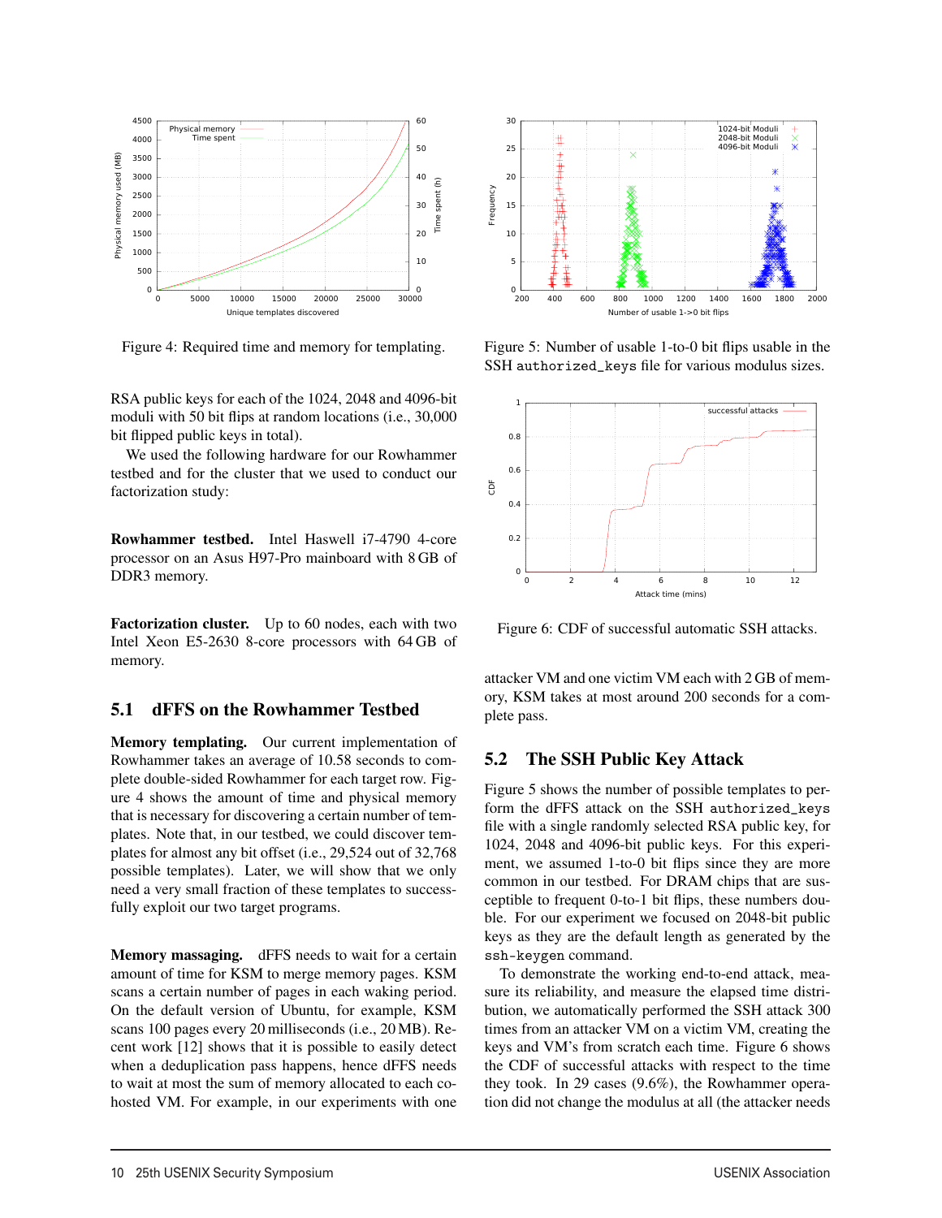Figure 4: Required time and memory for templating.

Figure 5: Number of usable 1-to-0 bit flips usable in the SSH `authorized_keys` file for various modulus sizes.

Figure 6: CDF of successful automatic SSH attacks.

RSA public keys for each of the 1024, 2048 and 4096-bit moduli with 50 bit flips at random locations (i.e., 30,000 bit flipped public keys in total).

We used the following hardware for our Rowhammer testbed and for the cluster that we used to conduct our factorization study:

**Rowhammer testbed.** Intel Haswell i7-4790 4-core processor on an Asus H97-Pro mainboard with 8 GB of DDR3 memory.

**Factorization cluster.** Up to 60 nodes, each with two Intel Xeon E5-2630 8-core processors with 64 GB of memory.

## 5.1 dFFS on the Rowhammer Testbed

**Memory templating.** Our current implementation of Rowhammer takes an average of 10.58 seconds to complete double-sided Rowhammer for each target row. Figure 4 shows the amount of time and physical memory that is necessary for discovering a certain number of templates. Note that, in our testbed, we could discover templates for almost any bit offset (i.e., 29,524 out of 32,768 possible templates). Later, we will show that we only need a very small fraction of these templates to successfully exploit our two target programs.

**Memory massaging.** dFFS needs to wait for a certain amount of time for KSM to merge memory pages. KSM scans a certain number of pages in each waking period. On the default version of Ubuntu, for example, KSM scans 100 pages every 20 milliseconds (i.e., 20 MB). Recent work [12] shows that it is possible to easily detect when a deduplication pass happens, hence dFFS needs to wait at most the sum of memory allocated to each co-hosted VM. For example, in our experiments with one attacker VM and one victim VM each with 2 GB of memory, KSM takes at most around 200 seconds for a complete pass.

## 5.2 The SSH Public Key Attack

Figure 5 shows the number of possible templates to perform the dFFS attack on the SSH `authorized_keys` file with a single randomly selected RSA public key, for 1024, 2048 and 4096-bit public keys. For this experiment, we assumed 1-to-0 bit flips since they are more common in our testbed. For DRAM chips that are susceptible to frequent 0-to-1 bit flips, these numbers double. For our experiment we focused on 2048-bit public keys as they are the default length as generated by the `ssh-keygen` command.

To demonstrate the working end-to-end attack, measure its reliability, and measure the elapsed time distribution, we automatically performed the SSH attack 300 times from an attacker VM on a victim VM, creating the keys and VM's from scratch each time. Figure 6 shows the CDF of successful attacks with respect to the time they took. In 29 cases (9.6%), the Rowhammer operation did not change the modulus at all (the attacker needs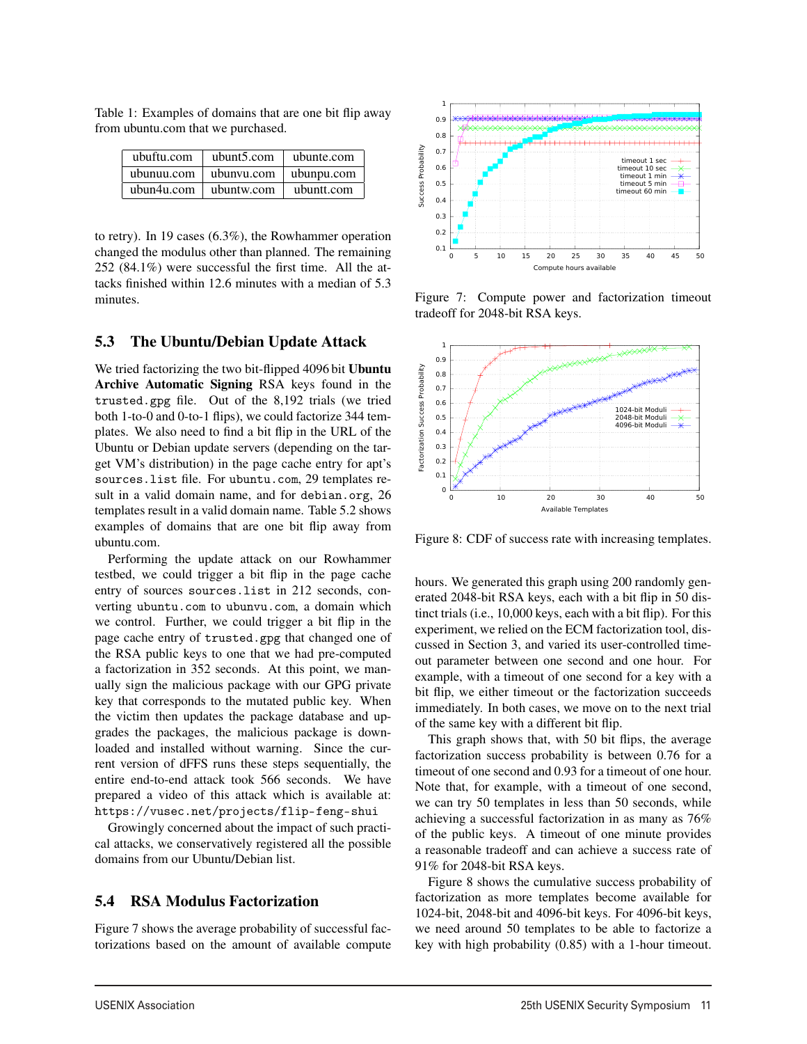Table 1: Examples of domains that are one bit flip away from ubuntu.com that we purchased.

| ubuftu.com | ubunt5.com | ubunte.com |
|---|---|---|
| ubunuu.com | ubunvu.com | ubunpu.com |
| ubun4u.com | ubuntw.com | ubuntt.com |

to retry). In 19 cases (6.3%), the Rowhammer operation changed the modulus other than planned. The remaining 252 (84.1%) were successful the first time. All the attacks finished within 12.6 minutes with a median of 5.3 minutes.

## 5.3 The Ubuntu/Debian Update Attack

We tried factorizing the two bit-flipped 4096 bit **Ubuntu Archive Automatic Signing** RSA keys found in the `trusted.gpg` file. Out of the 8,192 trials (we tried both 1-to-0 and 0-to-1 flips), we could factorize 344 templates. We also need to find a bit flip in the URL of the Ubuntu or Debian update servers (depending on the target VM's distribution) in the page cache entry for apt's `sources.list` file. For `ubuntu.com`, 29 templates result in a valid domain name, and for `debian.org`, 26 templates result in a valid domain name. Table 5.2 shows examples of domains that are one bit flip away from ubuntu.com.

Performing the update attack on our Rowhammer testbed, we could trigger a bit flip in the page cache entry of sources `sources.list` in 212 seconds, converting `ubuntu.com` to `ubunvu.com`, a domain which we control. Further, we could trigger a bit flip in the page cache entry of `trusted.gpg` that changed one of the RSA public keys to one that we had pre-computed a factorization in 352 seconds. At this point, we manually sign the malicious package with our GPG private key that corresponds to the mutated public key. When the victim then updates the package database and upgrades the packages, the malicious package is downloaded and installed without warning. Since the current version of dFFS runs these steps sequentially, the entire end-to-end attack took 566 seconds. We have prepared a video of this attack which is available at: `https://vusec.net/projects/flip-feng-shui`

Growingly concerned about the impact of such practical attacks, we conservatively registered all the possible domains from our Ubuntu/Debian list.

## 5.4 RSA Modulus Factorization

Figure 7 shows the average probability of successful factorizations based on the amount of available compute hours. We generated this graph using 200 randomly generated 2048-bit RSA keys, each with a bit flip in 50 distinct trials (i.e., 10,000 keys, each with a bit flip). For this experiment, we relied on the ECM factorization tool, discussed in Section 3, and varied its user-controlled timeout parameter between one second and one hour. For example, with a timeout of one second for a key with a bit flip, we either timeout or the factorization succeeds immediately. In both cases, we move on to the next trial of the same key with a different bit flip.

Figure 7: Compute power and factorization timeout tradeoff for 2048-bit RSA keys.

Figure 8: CDF of success rate with increasing templates.

This graph shows that, with 50 bit flips, the average factorization success probability is between 0.76 for a timeout of one second and 0.93 for a timeout of one hour. Note that, for example, with a timeout of one second, we can try 50 templates in less than 50 seconds, while achieving a successful factorization in as many as 76% of the public keys. A timeout of one minute provides a reasonable tradeoff and can achieve a success rate of 91% for 2048-bit RSA keys.

Figure 8 shows the cumulative success probability of factorization as more templates become available for 1024-bit, 2048-bit and 4096-bit keys. For 4096-bit keys, we need around 50 templates to be able to factorize a key with high probability (0.85) with a 1-hour timeout.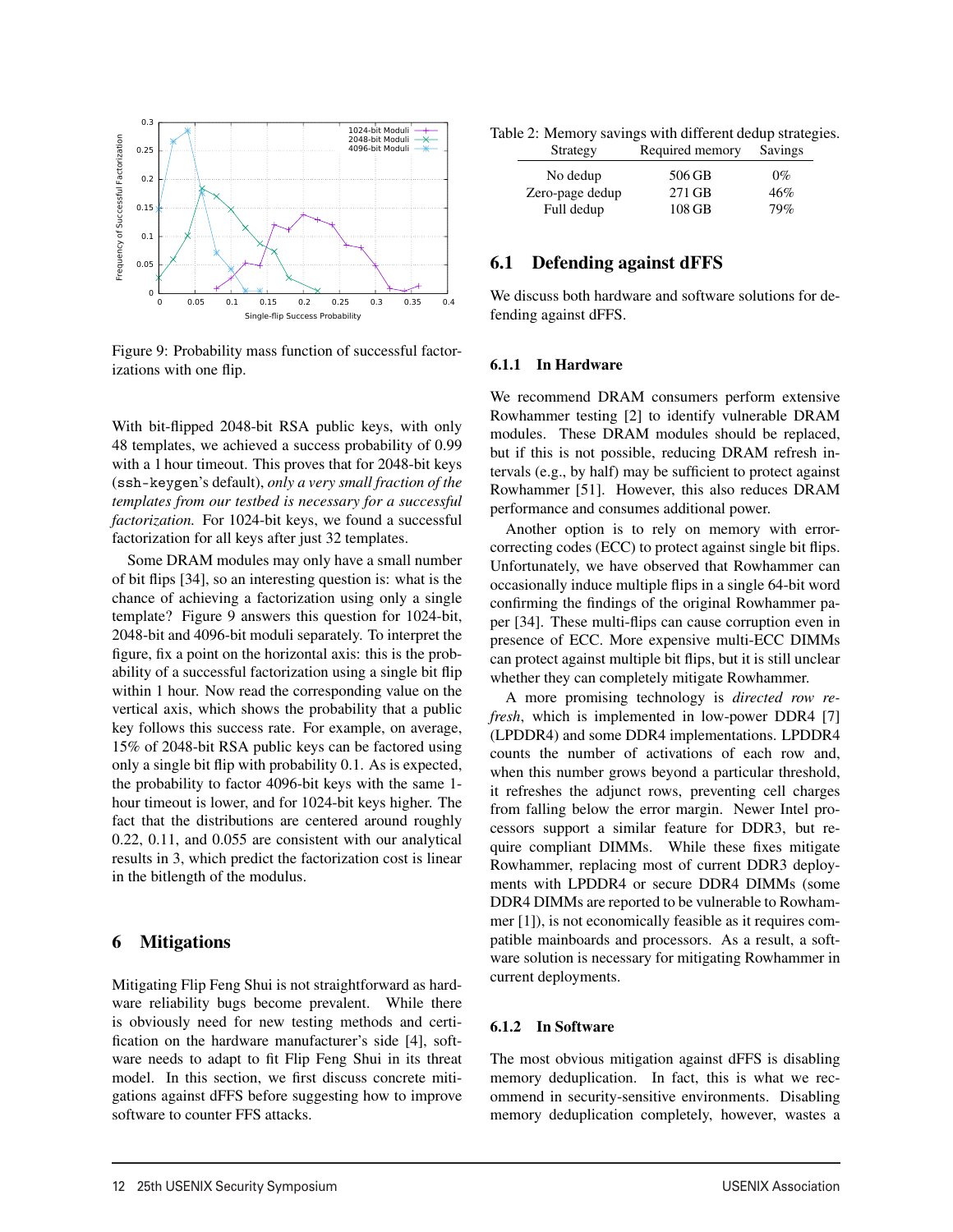Figure 9: Probability mass function of successful factorizations with one flip.

With bit-flipped 2048-bit RSA public keys, with only 48 templates, we achieved a success probability of 0.99 with a 1 hour timeout. This proves that for 2048-bit keys (`ssh-keygen`'s default), *only a very small fraction of the templates from our testbed is necessary for a successful factorization.* For 1024-bit keys, we found a successful factorization for all keys after just 32 templates.

Some DRAM modules may only have a small number of bit flips [34], so an interesting question is: what is the chance of achieving a factorization using only a single template? Figure 9 answers this question for 1024-bit, 2048-bit and 4096-bit moduli separately. To interpret the figure, fix a point on the horizontal axis: this is the probability of a successful factorization using a single bit flip within 1 hour. Now read the corresponding value on the vertical axis, which shows the probability that a public key follows this success rate. For example, on average, 15% of 2048-bit RSA public keys can be factored using only a single bit flip with probability 0.1. As is expected, the probability to factor 4096-bit keys with the same 1-hour timeout is lower, and for 1024-bit keys higher. The fact that the distributions are centered around roughly 0.22, 0.11, and 0.055 are consistent with our analytical results in 3, which predict the factorization cost is linear in the bitlength of the modulus.

## 6 Mitigations

Mitigating Flip Feng Shui is not straightforward as hardware reliability bugs become prevalent. While there is obviously need for new testing methods and certification on the hardware manufacturer's side [4], software needs to adapt to fit Flip Feng Shui in its threat model. In this section, we first discuss concrete mitigations against dFFS before suggesting how to improve software to counter FFS attacks.

Table 2: Memory savings with different dedup strategies.

| Strategy | Required memory | Savings |
|---|---|---|
| No dedup | 506 GB | 0% |
| Zero-page dedup | 271 GB | 46% |
| Full dedup | 108 GB | 79% |

### 6.1 Defending against dFFS

We discuss both hardware and software solutions for defending against dFFS.

#### 6.1.1 In Hardware

We recommend DRAM consumers perform extensive Rowhammer testing [2] to identify vulnerable DRAM modules. These DRAM modules should be replaced, but if this is not possible, reducing DRAM refresh intervals (e.g., by half) may be sufficient to protect against Rowhammer [51]. However, this also reduces DRAM performance and consumes additional power.

Another option is to rely on memory with error-correcting codes (ECC) to protect against single bit flips. Unfortunately, we have observed that Rowhammer can occasionally induce multiple flips in a single 64-bit word confirming the findings of the original Rowhammer paper [34]. These multi-flips can cause corruption even in presence of ECC. More expensive multi-ECC DIMMs can protect against multiple bit flips, but it is still unclear whether they can completely mitigate Rowhammer.

A more promising technology is *directed row refresh*, which is implemented in low-power DDR4 [7] (LPDDR4) and some DDR4 implementations. LPDDR4 counts the number of activations of each row and, when this number grows beyond a particular threshold, it refreshes the adjunct rows, preventing cell charges from falling below the error margin. Newer Intel processors support a similar feature for DDR3, but require compliant DIMMs. While these fixes mitigate Rowhammer, replacing most of current DDR3 deployments with LPDDR4 or secure DDR4 DIMMs (some DDR4 DIMMs are reported to be vulnerable to Rowhammer [1]), is not economically feasible as it requires compatible mainboards and processors. As a result, a software solution is necessary for mitigating Rowhammer in current deployments.

#### 6.1.2 In Software

The most obvious mitigation against dFFS is disabling memory deduplication. In fact, this is what we recommend in security-sensitive environments. Disabling memory deduplication completely, however, wastes a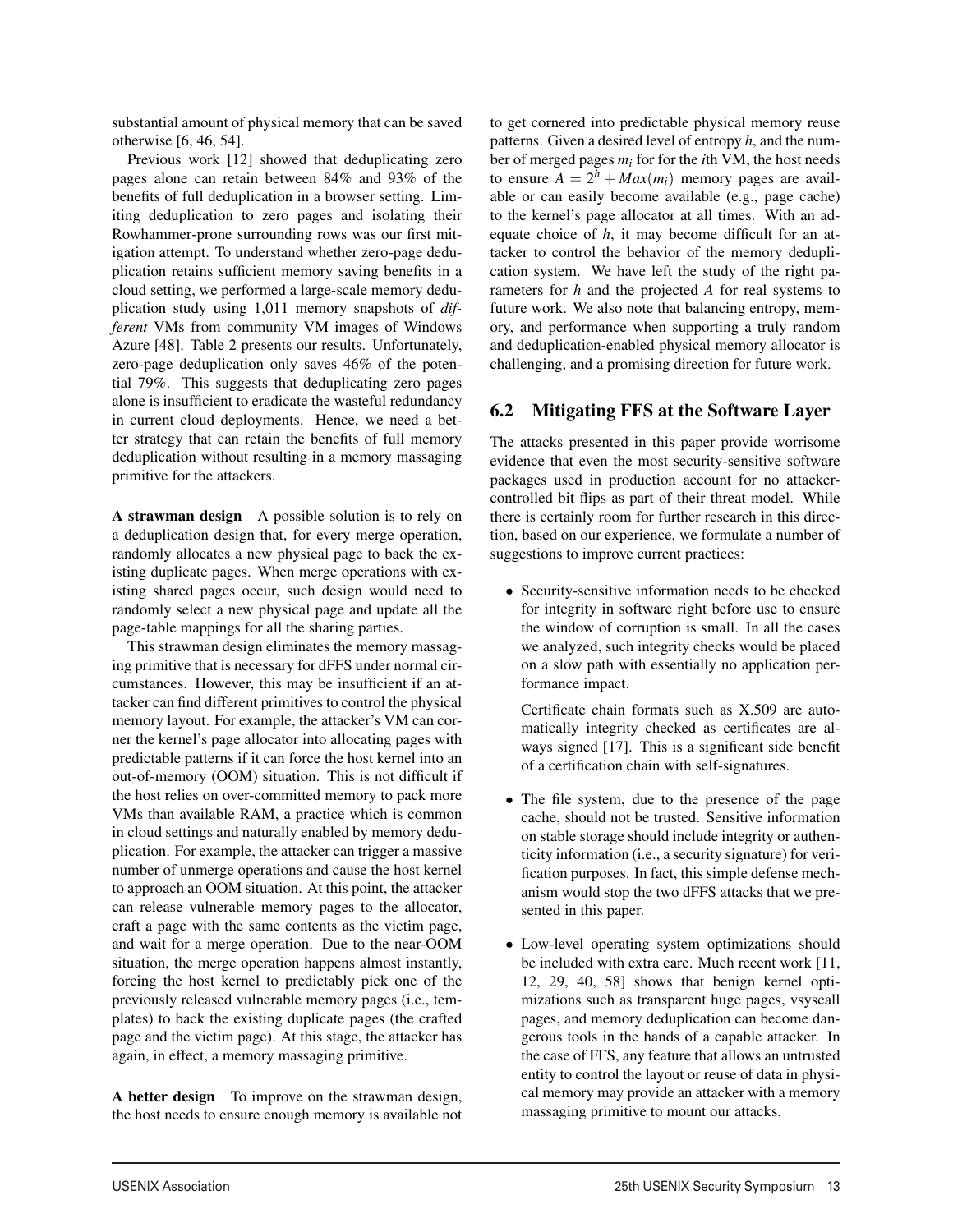substantial amount of physical memory that can be saved otherwise [6, 46, 54].

Previous work [12] showed that deduplicating zero pages alone can retain between 84% and 93% of the benefits of full deduplication in a browser setting. Limiting deduplication to zero pages and isolating their Rowhammer-prone surrounding rows was our first mitigation attempt. To understand whether zero-page deduplication retains sufficient memory saving benefits in a cloud setting, we performed a large-scale memory deduplication study using 1,011 memory snapshots of *different* VMs from community VM images of Windows Azure [48]. Table 2 presents our results. Unfortunately, zero-page deduplication only saves 46% of the potential 79%. This suggests that deduplicating zero pages alone is insufficient to eradicate the wasteful redundancy in current cloud deployments. Hence, we need a better strategy that can retain the benefits of full memory deduplication without resulting in a memory massaging primitive for the attackers.

**A strawman design** A possible solution is to rely on a deduplication design that, for every merge operation, randomly allocates a new physical page to back the existing duplicate pages. When merge operations with existing shared pages occur, such design would need to randomly select a new physical page and update all the page-table mappings for all the sharing parties.

This strawman design eliminates the memory massaging primitive that is necessary for dFFS under normal circumstances. However, this may be insufficient if an attacker can find different primitives to control the physical memory layout. For example, the attacker's VM can corner the kernel's page allocator into allocating pages with predictable patterns if it can force the host kernel into an out-of-memory (OOM) situation. This is not difficult if the host relies on over-committed memory to pack more VMs than available RAM, a practice which is common in cloud settings and naturally enabled by memory deduplication. For example, the attacker can trigger a massive number of unmerge operations and cause the host kernel to approach an OOM situation. At this point, the attacker can release vulnerable memory pages to the allocator, craft a page with the same contents as the victim page, and wait for a merge operation. Due to the near-OOM situation, the merge operation happens almost instantly, forcing the host kernel to predictably pick one of the previously released vulnerable memory pages (i.e., templates) to back the existing duplicate pages (the crafted page and the victim page). At this stage, the attacker has again, in effect, a memory massaging primitive.

**A better design** To improve on the strawman design, the host needs to ensure enough memory is available not to get cornered into predictable physical memory reuse patterns. Given a desired level of entropy $h$, and the number of merged pages $m_i$ for for the $i$th VM, the host needs to ensure $A = 2^h + Max(m_i)$ memory pages are available or can easily become available (e.g., page cache) to the kernel's page allocator at all times. With an adequate choice of $h$, it may become difficult for an attacker to control the behavior of the memory deduplication system. We have left the study of the right parameters for $h$ and the projected $A$ for real systems to future work. We also note that balancing entropy, memory, and performance when supporting a truly random and deduplication-enabled physical memory allocator is challenging, and a promising direction for future work.

## 6.2 Mitigating FFS at the Software Layer

The attacks presented in this paper provide worrisome evidence that even the most security-sensitive software packages used in production account for no attacker-controlled bit flips as part of their threat model. While there is certainly room for further research in this direction, based on our experience, we formulate a number of suggestions to improve current practices:

- Security-sensitive information needs to be checked for integrity in software right before use to ensure the window of corruption is small. In all the cases we analyzed, such integrity checks would be placed on a slow path with essentially no application performance impact.

  Certificate chain formats such as X.509 are automatically integrity checked as certificates are always signed [17]. This is a significant side benefit of a certification chain with self-signatures.

- The file system, due to the presence of the page cache, should not be trusted. Sensitive information on stable storage should include integrity or authenticity information (i.e., a security signature) for verification purposes. In fact, this simple defense mechanism would stop the two dFFS attacks that we presented in this paper.

- Low-level operating system optimizations should be included with extra care. Much recent work [11, 12, 29, 40, 58] shows that benign kernel optimizations such as transparent huge pages, vsyscall pages, and memory deduplication can become dangerous tools in the hands of a capable attacker. In the case of FFS, any feature that allows an untrusted entity to control the layout or reuse of data in physical memory may provide an attacker with a memory massaging primitive to mount our attacks.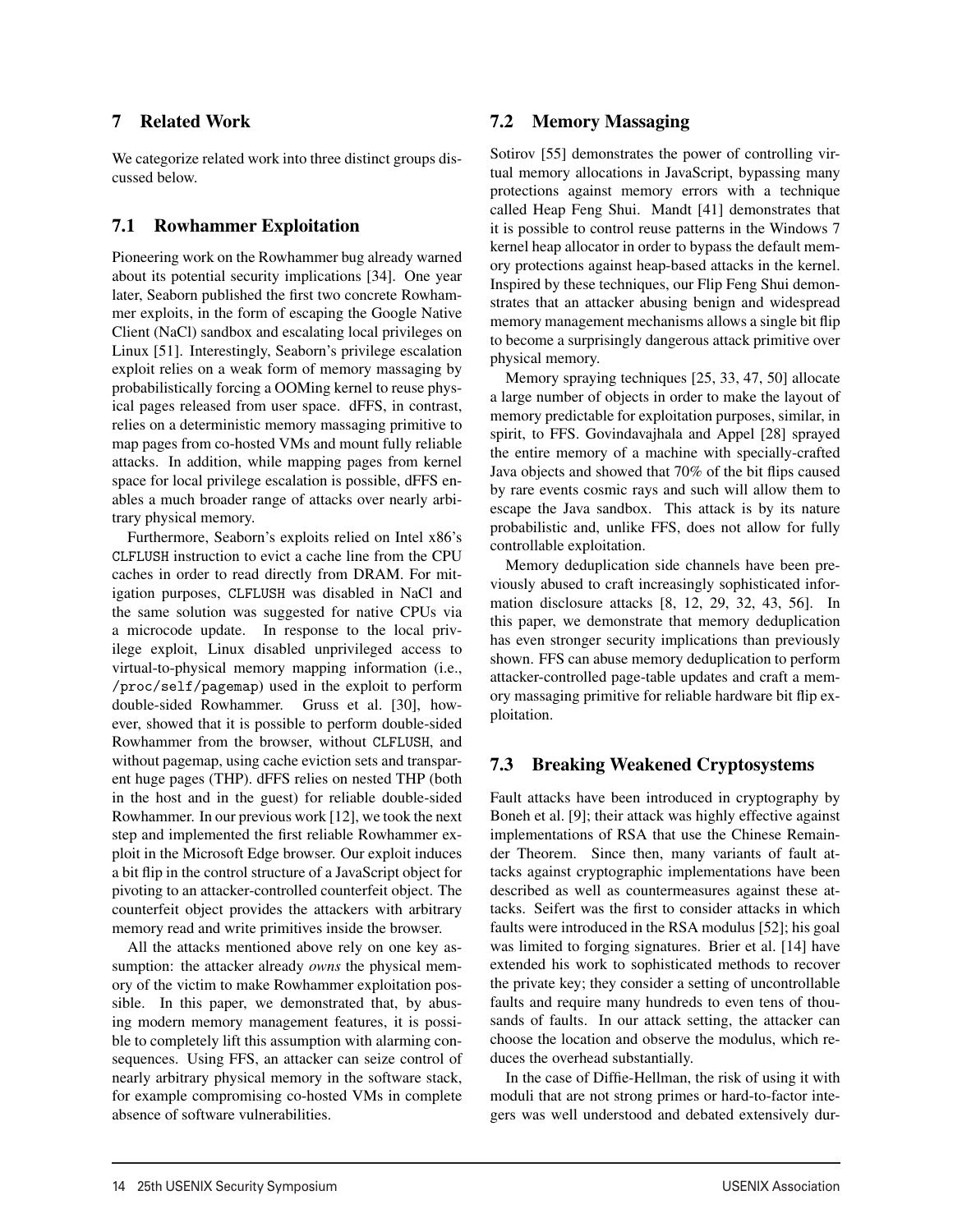## 7 Related Work

We categorize related work into three distinct groups discussed below.

### 7.1 Rowhammer Exploitation

Pioneering work on the Rowhammer bug already warned about its potential security implications [34]. One year later, Seaborn published the first two concrete Rowhammer exploits, in the form of escaping the Google Native Client (NaCl) sandbox and escalating local privileges on Linux [51]. Interestingly, Seaborn's privilege escalation exploit relies on a weak form of memory massaging by probabilistically forcing a OOMing kernel to reuse physical pages released from user space. dFFS, in contrast, relies on a deterministic memory massaging primitive to map pages from co-hosted VMs and mount fully reliable attacks. In addition, while mapping pages from kernel space for local privilege escalation is possible, dFFS enables a much broader range of attacks over nearly arbitrary physical memory.

Furthermore, Seaborn's exploits relied on Intel x86's `CLFLUSH` instruction to evict a cache line from the CPU caches in order to read directly from DRAM. For mitigation purposes, `CLFLUSH` was disabled in NaCl and the same solution was suggested for native CPUs via a microcode update. In response to the local privilege exploit, Linux disabled unprivileged access to virtual-to-physical memory mapping information (i.e., `/proc/self/pagemap`) used in the exploit to perform double-sided Rowhammer. Gruss et al. [30], however, showed that it is possible to perform double-sided Rowhammer from the browser, without `CLFLUSH`, and without pagemap, using cache eviction sets and transparent huge pages (THP). dFFS relies on nested THP (both in the host and in the guest) for reliable double-sided Rowhammer. In our previous work [12], we took the next step and implemented the first reliable Rowhammer exploit in the Microsoft Edge browser. Our exploit induces a bit flip in the control structure of a JavaScript object for pivoting to an attacker-controlled counterfeit object. The counterfeit object provides the attackers with arbitrary memory read and write primitives inside the browser.

All the attacks mentioned above rely on one key assumption: the attacker already *owns* the physical memory of the victim to make Rowhammer exploitation possible. In this paper, we demonstrated that, by abusing modern memory management features, it is possible to completely lift this assumption with alarming consequences. Using FFS, an attacker can seize control of nearly arbitrary physical memory in the software stack, for example compromising co-hosted VMs in complete absence of software vulnerabilities.

### 7.2 Memory Massaging

Sotirov [55] demonstrates the power of controlling virtual memory allocations in JavaScript, bypassing many protections against memory errors with a technique called Heap Feng Shui. Mandt [41] demonstrates that it is possible to control reuse patterns in the Windows 7 kernel heap allocator in order to bypass the default memory protections against heap-based attacks in the kernel. Inspired by these techniques, our Flip Feng Shui demonstrates that an attacker abusing benign and widespread memory management mechanisms allows a single bit flip to become a surprisingly dangerous attack primitive over physical memory.

Memory spraying techniques [25, 33, 47, 50] allocate a large number of objects in order to make the layout of memory predictable for exploitation purposes, similar, in spirit, to FFS. Govindavajhala and Appel [28] sprayed the entire memory of a machine with specially-crafted Java objects and showed that 70% of the bit flips caused by rare events cosmic rays and such will allow them to escape the Java sandbox. This attack is by its nature probabilistic and, unlike FFS, does not allow for fully controllable exploitation.

Memory deduplication side channels have been previously abused to craft increasingly sophisticated information disclosure attacks [8, 12, 29, 32, 43, 56]. In this paper, we demonstrate that memory deduplication has even stronger security implications than previously shown. FFS can abuse memory deduplication to perform attacker-controlled page-table updates and craft a memory massaging primitive for reliable hardware bit flip exploitation.

### 7.3 Breaking Weakened Cryptosystems

Fault attacks have been introduced in cryptography by Boneh et al. [9]; their attack was highly effective against implementations of RSA that use the Chinese Remainder Theorem. Since then, many variants of fault attacks against cryptographic implementations have been described as well as countermeasures against these attacks. Seifert was the first to consider attacks in which faults were introduced in the RSA modulus [52]; his goal was limited to forging signatures. Brier et al. [14] have extended his work to sophisticated methods to recover the private key; they consider a setting of uncontrollable faults and require many hundreds to even tens of thousands of faults. In our attack setting, the attacker can choose the location and observe the modulus, which reduces the overhead substantially.

In the case of Diffie-Hellman, the risk of using it with moduli that are not strong primes or hard-to-factor integers was well understood and debated extensively dur-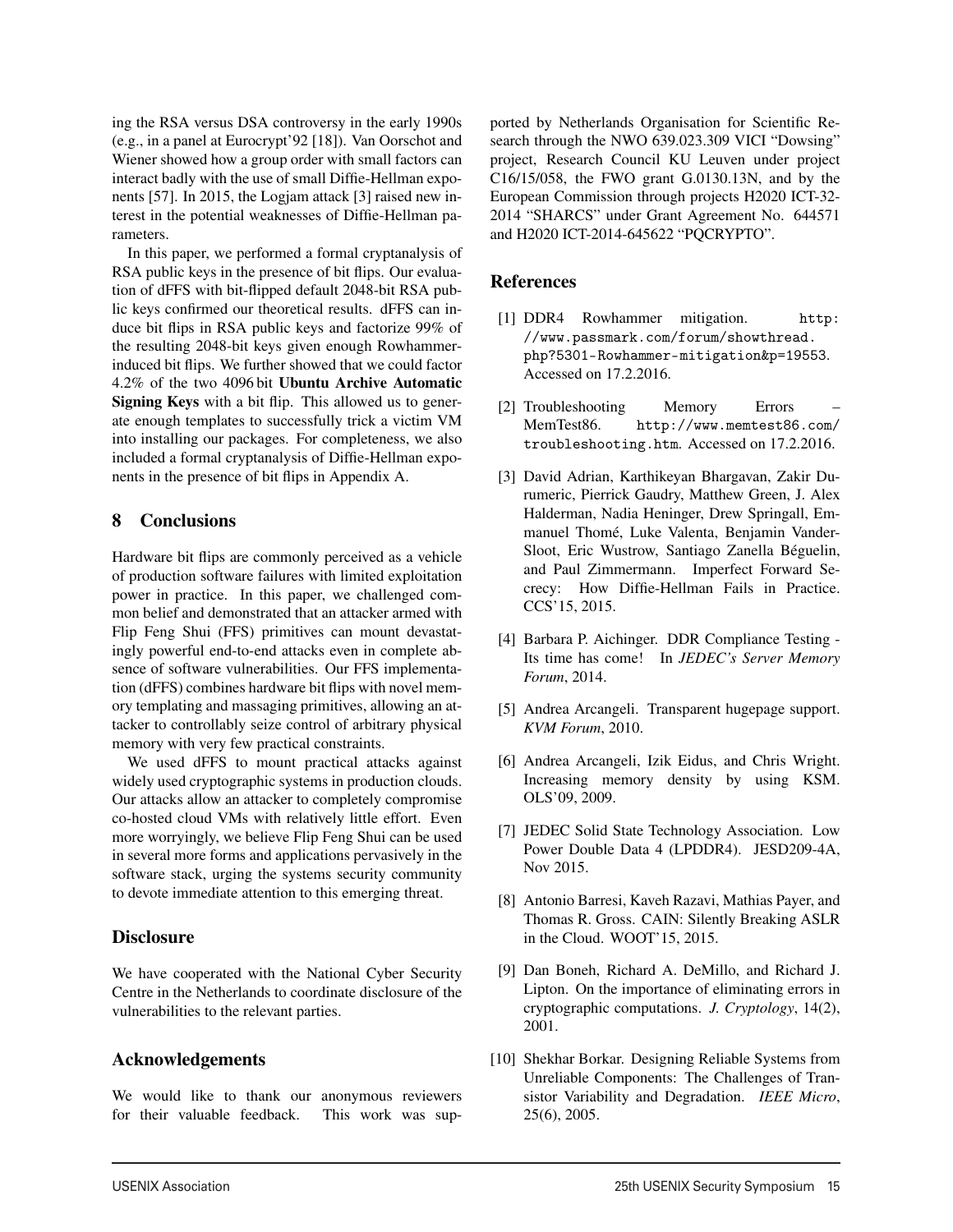ing the RSA versus DSA controversy in the early 1990s (e.g., in a panel at Eurocrypt'92 [18]). Van Oorschot and Wiener showed how a group order with small factors can interact badly with the use of small Diffie-Hellman exponents [57]. In 2015, the Logjam attack [3] raised new interest in the potential weaknesses of Diffie-Hellman parameters.

In this paper, we performed a formal cryptanalysis of RSA public keys in the presence of bit flips. Our evaluation of dFFS with bit-flipped default 2048-bit RSA public keys confirmed our theoretical results. dFFS can induce bit flips in RSA public keys and factorize 99% of the resulting 2048-bit keys given enough Rowhammer-induced bit flips. We further showed that we could factor 4.2% of the two 4096 bit **Ubuntu Archive Automatic Signing Keys** with a bit flip. This allowed us to generate enough templates to successfully trick a victim VM into installing our packages. For completeness, we also included a formal cryptanalysis of Diffie-Hellman exponents in the presence of bit flips in Appendix A.

## 8 Conclusions

Hardware bit flips are commonly perceived as a vehicle of production software failures with limited exploitation power in practice. In this paper, we challenged common belief and demonstrated that an attacker armed with Flip Feng Shui (FFS) primitives can mount devastatingly powerful end-to-end attacks even in complete absence of software vulnerabilities. Our FFS implementation (dFFS) combines hardware bit flips with novel memory templating and massaging primitives, allowing an attacker to controllably seize control of arbitrary physical memory with very few practical constraints.

We used dFFS to mount practical attacks against widely used cryptographic systems in production clouds. Our attacks allow an attacker to completely compromise co-hosted cloud VMs with relatively little effort. Even more worryingly, we believe Flip Feng Shui can be used in several more forms and applications pervasively in the software stack, urging the systems security community to devote immediate attention to this emerging threat.

## Disclosure

We have cooperated with the National Cyber Security Centre in the Netherlands to coordinate disclosure of the vulnerabilities to the relevant parties.

## Acknowledgements

We would like to thank our anonymous reviewers for their valuable feedback. This work was supported by Netherlands Organisation for Scientific Research through the NWO 639.023.309 VICI "Dowsing" project, Research Council KU Leuven under project C16/15/058, the FWO grant G.0130.13N, and by the European Commission through projects H2020 ICT-32-2014 "SHARCS" under Grant Agreement No. 644571 and H2020 ICT-2014-645622 "PQCRYPTO".

## References

[1] DDR4 Rowhammer mitigation. http://www.passmark.com/forum/showthread.php?5301-Rowhammer-mitigation&p=19553. Accessed on 17.2.2016.

[2] Troubleshooting Memory Errors – MemTest86. http://www.memtest86.com/troubleshooting.htm. Accessed on 17.2.2016.

[3] David Adrian, Karthikeyan Bhargavan, Zakir Durumeric, Pierrick Gaudry, Matthew Green, J. Alex Halderman, Nadia Heninger, Drew Springall, Emmanuel Thomé, Luke Valenta, Benjamin VanderSloot, Eric Wustrow, Santiago Zanella Béguelin, and Paul Zimmermann. Imperfect Forward Secrecy: How Diffie-Hellman Fails in Practice. CCS'15, 2015.

[4] Barbara P. Aichinger. DDR Compliance Testing - Its time has come! In *JEDEC's Server Memory Forum*, 2014.

[5] Andrea Arcangeli. Transparent hugepage support. *KVM Forum*, 2010.

[6] Andrea Arcangeli, Izik Eidus, and Chris Wright. Increasing memory density by using KSM. OLS'09, 2009.

[7] JEDEC Solid State Technology Association. Low Power Double Data 4 (LPDDR4). JESD209-4A, Nov 2015.

[8] Antonio Barresi, Kaveh Razavi, Mathias Payer, and Thomas R. Gross. CAIN: Silently Breaking ASLR in the Cloud. WOOT'15, 2015.

[9] Dan Boneh, Richard A. DeMillo, and Richard J. Lipton. On the importance of eliminating errors in cryptographic computations. *J. Cryptology*, 14(2), 2001.

[10] Shekhar Borkar. Designing Reliable Systems from Unreliable Components: The Challenges of Transistor Variability and Degradation. *IEEE Micro*, 25(6), 2005.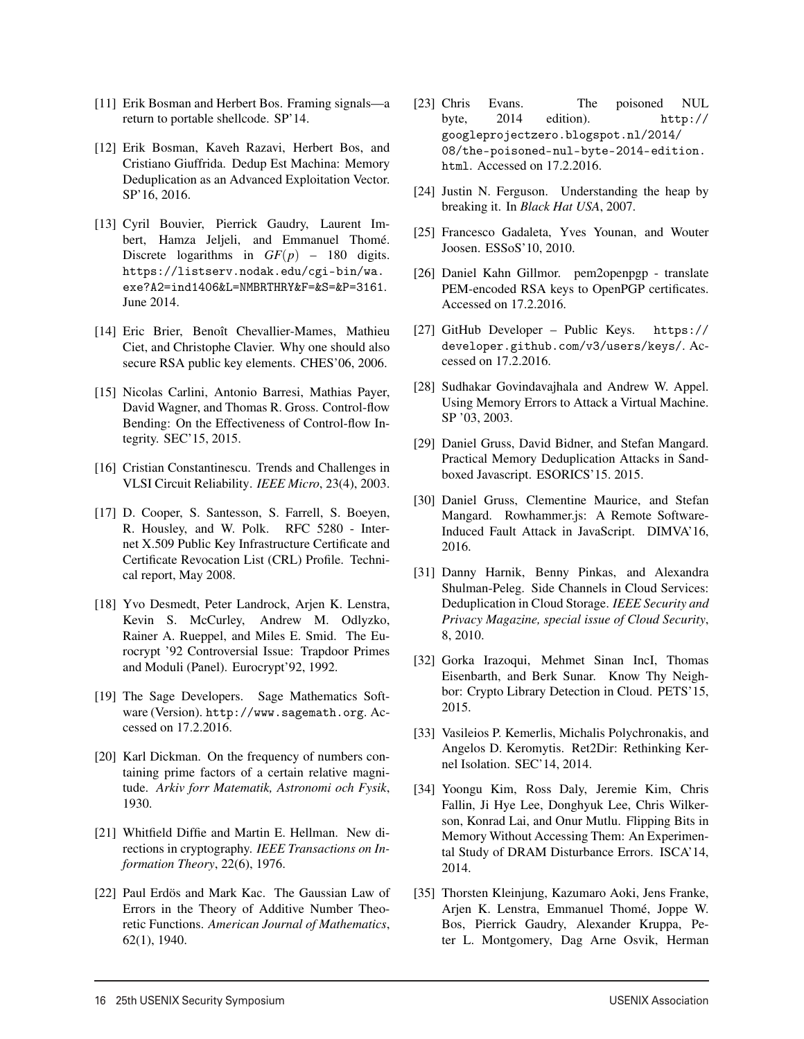[11] Erik Bosman and Herbert Bos. Framing signals—a return to portable shellcode. SP'14.

[12] Erik Bosman, Kaveh Razavi, Herbert Bos, and Cristiano Giuffrida. Dedup Est Machina: Memory Deduplication as an Advanced Exploitation Vector. SP'16, 2016.

[13] Cyril Bouvier, Pierrick Gaudry, Laurent Imbert, Hamza Jeljeli, and Emmanuel Thomé. Discrete logarithms in $GF(p)$ – 180 digits. https://listserv.nodak.edu/cgi-bin/wa.exe?A2=ind1406&L=NMBRTHRY&F=&S=&P=3161. June 2014.

[14] Eric Brier, Benoît Chevallier-Mames, Mathieu Ciet, and Christophe Clavier. Why one should also secure RSA public key elements. CHES'06, 2006.

[15] Nicolas Carlini, Antonio Barresi, Mathias Payer, David Wagner, and Thomas R. Gross. Control-flow Bending: On the Effectiveness of Control-flow Integrity. SEC'15, 2015.

[16] Cristian Constantinescu. Trends and Challenges in VLSI Circuit Reliability. *IEEE Micro*, 23(4), 2003.

[17] D. Cooper, S. Santesson, S. Farrell, S. Boeyen, R. Housley, and W. Polk. RFC 5280 - Internet X.509 Public Key Infrastructure Certificate and Certificate Revocation List (CRL) Profile. Technical report, May 2008.

[18] Yvo Desmedt, Peter Landrock, Arjen K. Lenstra, Kevin S. McCurley, Andrew M. Odlyzko, Rainer A. Rueppel, and Miles E. Smid. The Eurocrypt '92 Controversial Issue: Trapdoor Primes and Moduli (Panel). Eurocrypt'92, 1992.

[19] The Sage Developers. Sage Mathematics Software (Version). http://www.sagemath.org. Accessed on 17.2.2016.

[20] Karl Dickman. On the frequency of numbers containing prime factors of a certain relative magnitude. *Arkiv forr Matematik, Astronomi och Fysik*, 1930.

[21] Whitfield Diffie and Martin E. Hellman. New directions in cryptography. *IEEE Transactions on Information Theory*, 22(6), 1976.

[22] Paul Erdös and Mark Kac. The Gaussian Law of Errors in the Theory of Additive Number Theoretic Functions. *American Journal of Mathematics*, 62(1), 1940.

[23] Chris Evans. The poisoned NUL byte, 2014 edition). http://googleprojectzero.blogspot.nl/2014/08/the-poisoned-nul-byte-2014-edition.html. Accessed on 17.2.2016.

[24] Justin N. Ferguson. Understanding the heap by breaking it. In *Black Hat USA*, 2007.

[25] Francesco Gadaleta, Yves Younan, and Wouter Joosen. ESSoS'10, 2010.

[26] Daniel Kahn Gillmor. pem2openpgp - translate PEM-encoded RSA keys to OpenPGP certificates. Accessed on 17.2.2016.

[27] GitHub Developer – Public Keys. https://developer.github.com/v3/users/keys/. Accessed on 17.2.2016.

[28] Sudhakar Govindavajhala and Andrew W. Appel. Using Memory Errors to Attack a Virtual Machine. SP '03, 2003.

[29] Daniel Gruss, David Bidner, and Stefan Mangard. Practical Memory Deduplication Attacks in Sandboxed Javascript. ESORICS'15. 2015.

[30] Daniel Gruss, Clementine Maurice, and Stefan Mangard. Rowhammer.js: A Remote Software-Induced Fault Attack in JavaScript. DIMVA'16, 2016.

[31] Danny Harnik, Benny Pinkas, and Alexandra Shulman-Peleg. Side Channels in Cloud Services: Deduplication in Cloud Storage. *IEEE Security and Privacy Magazine, special issue of Cloud Security*, 8, 2010.

[32] Gorka Irazoqui, Mehmet Sinan IncI, Thomas Eisenbarth, and Berk Sunar. Know Thy Neighbor: Crypto Library Detection in Cloud. PETS'15, 2015.

[33] Vasileios P. Kemerlis, Michalis Polychronakis, and Angelos D. Keromytis. Ret2Dir: Rethinking Kernel Isolation. SEC'14, 2014.

[34] Yoongu Kim, Ross Daly, Jeremie Kim, Chris Fallin, Ji Hye Lee, Donghyuk Lee, Chris Wilkerson, Konrad Lai, and Onur Mutlu. Flipping Bits in Memory Without Accessing Them: An Experimental Study of DRAM Disturbance Errors. ISCA'14, 2014.

[35] Thorsten Kleinjung, Kazumaro Aoki, Jens Franke, Arjen K. Lenstra, Emmanuel Thomé, Joppe W. Bos, Pierrick Gaudry, Alexander Kruppa, Peter L. Montgomery, Dag Arne Osvik, Herman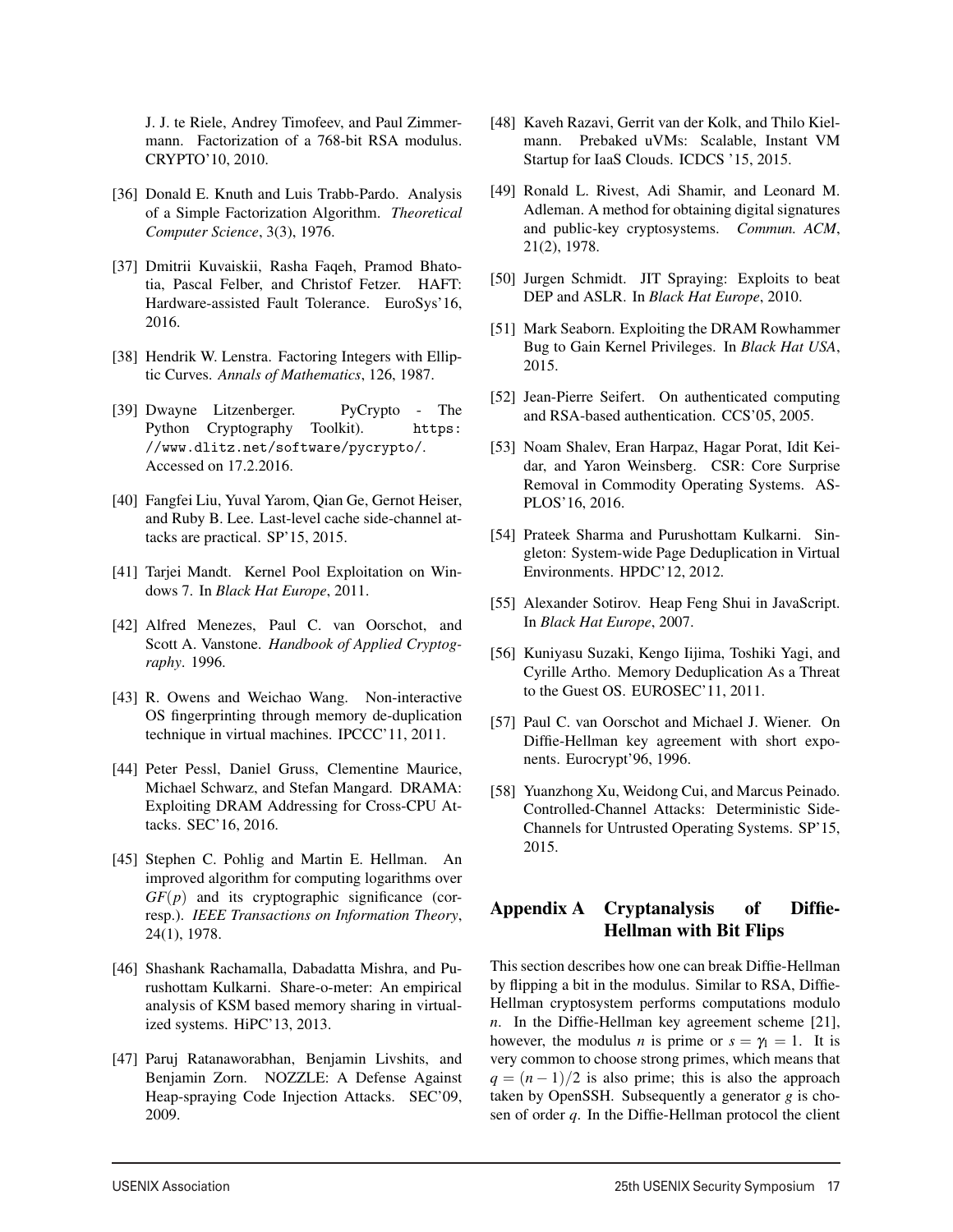J. J. te Riele, Andrey Timofeev, and Paul Zimmermann. Factorization of a 768-bit RSA modulus. CRYPTO'10, 2010.

[36] Donald E. Knuth and Luis Trabb-Pardo. Analysis of a Simple Factorization Algorithm. *Theoretical Computer Science*, 3(3), 1976.

[37] Dmitrii Kuvaiskii, Rasha Faqeh, Pramod Bhatotia, Pascal Felber, and Christof Fetzer. HAFT: Hardware-assisted Fault Tolerance. EuroSys'16, 2016.

[38] Hendrik W. Lenstra. Factoring Integers with Elliptic Curves. *Annals of Mathematics*, 126, 1987.

[39] Dwayne Litzenberger. PyCrypto - The Python Cryptography Toolkit). `https://www.dlitz.net/software/pycrypto/`. Accessed on 17.2.2016.

[40] Fangfei Liu, Yuval Yarom, Qian Ge, Gernot Heiser, and Ruby B. Lee. Last-level cache side-channel attacks are practical. SP'15, 2015.

[41] Tarjei Mandt. Kernel Pool Exploitation on Windows 7. In *Black Hat Europe*, 2011.

[42] Alfred Menezes, Paul C. van Oorschot, and Scott A. Vanstone. *Handbook of Applied Cryptography*. 1996.

[43] R. Owens and Weichao Wang. Non-interactive OS fingerprinting through memory de-duplication technique in virtual machines. IPCCC'11, 2011.

[44] Peter Pessl, Daniel Gruss, Clementine Maurice, Michael Schwarz, and Stefan Mangard. DRAMA: Exploiting DRAM Addressing for Cross-CPU Attacks. SEC'16, 2016.

[45] Stephen C. Pohlig and Martin E. Hellman. An improved algorithm for computing logarithms over $GF(p)$ and its cryptographic significance (corresp.). *IEEE Transactions on Information Theory*, 24(1), 1978.

[46] Shashank Rachamalla, Dabadatta Mishra, and Purushottam Kulkarni. Share-o-meter: An empirical analysis of KSM based memory sharing in virtualized systems. HiPC'13, 2013.

[47] Paruj Ratanaworabhan, Benjamin Livshits, and Benjamin Zorn. NOZZLE: A Defense Against Heap-spraying Code Injection Attacks. SEC'09, 2009.

[48] Kaveh Razavi, Gerrit van der Kolk, and Thilo Kielmann. Prebaked uVMs: Scalable, Instant VM Startup for IaaS Clouds. ICDCS '15, 2015.

[49] Ronald L. Rivest, Adi Shamir, and Leonard M. Adleman. A method for obtaining digital signatures and public-key cryptosystems. *Commun. ACM*, 21(2), 1978.

[50] Jurgen Schmidt. JIT Spraying: Exploits to beat DEP and ASLR. In *Black Hat Europe*, 2010.

[51] Mark Seaborn. Exploiting the DRAM Rowhammer Bug to Gain Kernel Privileges. In *Black Hat USA*, 2015.

[52] Jean-Pierre Seifert. On authenticated computing and RSA-based authentication. CCS'05, 2005.

[53] Noam Shalev, Eran Harpaz, Hagar Porat, Idit Keidar, and Yaron Weinsberg. CSR: Core Surprise Removal in Commodity Operating Systems. ASPLOS'16, 2016.

[54] Prateek Sharma and Purushottam Kulkarni. Singleton: System-wide Page Deduplication in Virtual Environments. HPDC'12, 2012.

[55] Alexander Sotirov. Heap Feng Shui in JavaScript. In *Black Hat Europe*, 2007.

[56] Kuniyasu Suzaki, Kengo Iijima, Toshiki Yagi, and Cyrille Artho. Memory Deduplication As a Threat to the Guest OS. EUROSEC'11, 2011.

[57] Paul C. van Oorschot and Michael J. Wiener. On Diffie-Hellman key agreement with short exponents. Eurocrypt'96, 1996.

[58] Yuanzhong Xu, Weidong Cui, and Marcus Peinado. Controlled-Channel Attacks: Deterministic Side-Channels for Untrusted Operating Systems. SP'15, 2015.

## Appendix A Cryptanalysis of Diffie-Hellman with Bit Flips

This section describes how one can break Diffie-Hellman by flipping a bit in the modulus. Similar to RSA, Diffie-Hellman cryptosystem performs computations modulo $n$. In the Diffie-Hellman key agreement scheme [21], however, the modulus $n$ is prime or $s = \gamma_1 = 1$. It is very common to choose strong primes, which means that $q = (n-1)/2$ is also prime; this is also the approach taken by OpenSSH. Subsequently a generator $g$ is chosen of order $q$. In the Diffie-Hellman protocol the client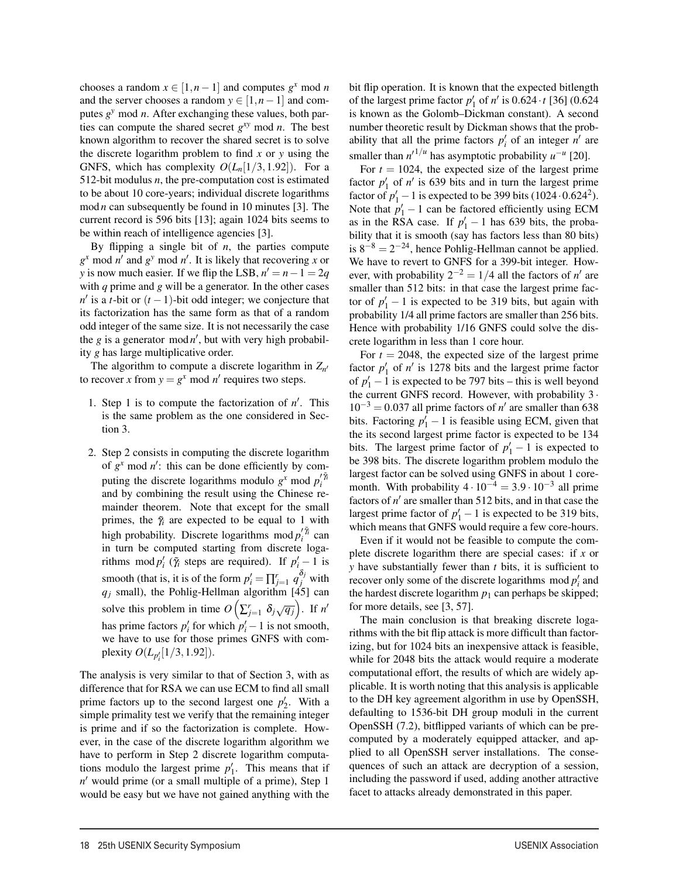chooses a random $x \in [1, n-1]$ and computes $g^x \bmod n$ and the server chooses a random $y \in [1, n-1]$ and computes $g^y \bmod n$. After exchanging these values, both parties can compute the shared secret $g^{xy} \bmod n$. The best known algorithm to recover the shared secret is to solve the discrete logarithm problem to find $x$ or $y$ using the GNFS, which has complexity $O(L_n[1/3, 1.92])$. For a 512-bit modulus $n$, the pre-computation cost is estimated to be about 10 core-years; individual discrete logarithms $\bmod\, n$ can subsequently be found in 10 minutes [3]. The current record is 596 bits [13]; again 1024 bits seems to be within reach of intelligence agencies [3].

By flipping a single bit of $n$, the parties compute $g^x \bmod n'$ and $g^y \bmod n'$. It is likely that recovering $x$ or $y$ is now much easier. If we flip the LSB, $n' = n - 1 = 2q$ with $q$ prime and $g$ will be a generator. In the other cases $n'$ is a $t$-bit or $(t-1)$-bit odd integer; we conjecture that its factorization has the same form as that of a random odd integer of the same size. It is not necessarily the case the $g$ is a generator $\bmod\, n'$, but with very high probability $g$ has large multiplicative order.

The algorithm to compute a discrete logarithm in $Z_{n'}$ to recover $x$ from $y = g^x \bmod n'$ requires two steps.

1. Step 1 is to compute the factorization of $n'$. This is the same problem as the one considered in Section 3.
2. Step 2 consists in computing the discrete logarithm of $g^x \bmod n'$: this can be done efficiently by computing the discrete logarithms modulo $g^x \bmod p_i'^{\tilde{\gamma}_i}$ and by combining the result using the Chinese remainder theorem. Note that except for the small primes, the $\tilde{\gamma}_i$ are expected to be equal to 1 with high probability. Discrete logarithms $\bmod\, p_i'^{\tilde{\gamma}_i}$ can in turn be computed starting from discrete logarithms $\bmod\, p_i'$ ($\tilde{\gamma}_i$ steps are required). If $p_i' - 1$ is smooth (that is, it is of the form $p_i' = \prod_{j=1}^{r} q_j^{\delta_j}$ with $q_j$ small), the Pohlig-Hellman algorithm [45] can solve this problem in time $O\left(\sum_{j=1}^{r} \delta_j \sqrt{q_j}\right)$. If $n'$ has prime factors $p_i'$ for which $p_i' - 1$ is not smooth, we have to use for those primes GNFS with complexity $O(L_{p_i'}[1/3, 1.92])$.

The analysis is very similar to that of Section 3, with as difference that for RSA we can use ECM to find all small prime factors up to the second largest one $p_2'$. With a simple primality test we verify that the remaining integer is prime and if so the factorization is complete. However, in the case of the discrete logarithm algorithm we have to perform in Step 2 discrete logarithm computations modulo the largest prime $p_1'$. This means that if $n'$ would prime (or a small multiple of a prime), Step 1 would be easy but we have not gained anything with the bit flip operation. It is known that the expected bitlength of the largest prime factor $p_1'$ of $n'$ is $0.624 \cdot t$ [36] (0.624 is known as the Golomb–Dickman constant). A second number theoretic result by Dickman shows that the probability that all the prime factors $p_i'$ of an integer $n'$ are smaller than ${n'}^{1/u}$ has asymptotic probability $u^{-u}$ [20].

For $t = 1024$, the expected size of the largest prime factor $p_1'$ of $n'$ is 639 bits and in turn the largest prime factor of $p_1' - 1$ is expected to be 399 bits ($1024 \cdot 0.624^2$). Note that $p_1' - 1$ can be factored efficiently using ECM as in the RSA case. If $p_1' - 1$ has 639 bits, the probability that it is smooth (say has factors less than 80 bits) is $8^{-8} = 2^{-24}$, hence Pohlig-Hellman cannot be applied. We have to revert to GNFS for a 399-bit integer. However, with probability $2^{-2} = 1/4$ all the factors of $n'$ are smaller than 512 bits: in that case the largest prime factor of $p_1' - 1$ is expected to be 319 bits, but again with probability 1/4 all prime factors are smaller than 256 bits. Hence with probability 1/16 GNFS could solve the discrete logarithm in less than 1 core hour.

For $t = 2048$, the expected size of the largest prime factor $p_1'$ of $n'$ is 1278 bits and the largest prime factor of $p_1' - 1$ is expected to be 797 bits – this is well beyond the current GNFS record. However, with probability $3 \cdot 10^{-3} = 0.037$ all prime factors of $n'$ are smaller than 638 bits. Factoring $p_1' - 1$ is feasible using ECM, given that the its second largest prime factor is expected to be 134 bits. The largest prime factor of $p_1' - 1$ is expected to be 398 bits. The discrete logarithm problem modulo the largest factor can be solved using GNFS in about 1 core-month. With probability $4 \cdot 10^{-4} = 3.9 \cdot 10^{-3}$ all prime factors of $n'$ are smaller than 512 bits, and in that case the largest prime factor of $p_1' - 1$ is expected to be 319 bits, which means that GNFS would require a few core-hours.

Even if it would not be feasible to compute the complete discrete logarithm there are special cases: if $x$ or $y$ have substantially fewer than $t$ bits, it is sufficient to recover only some of the discrete logarithms $\bmod\, p_i'$ and the hardest discrete logarithm $p_1$ can perhaps be skipped; for more details, see [3, 57].

The main conclusion is that breaking discrete logarithms with the bit flip attack is more difficult than factorizing, but for 1024 bits an inexpensive attack is feasible, while for 2048 bits the attack would require a moderate computational effort, the results of which are widely applicable. It is worth noting that this analysis is applicable to the DH key agreement algorithm in use by OpenSSH, defaulting to 1536-bit DH group moduli in the current OpenSSH (7.2), bitflipped variants of which can be precomputed by a moderately equipped attacker, and applied to all OpenSSH server installations. The consequences of such an attack are decryption of a session, including the password if used, adding another attractive facet to attacks already demonstrated in this paper.